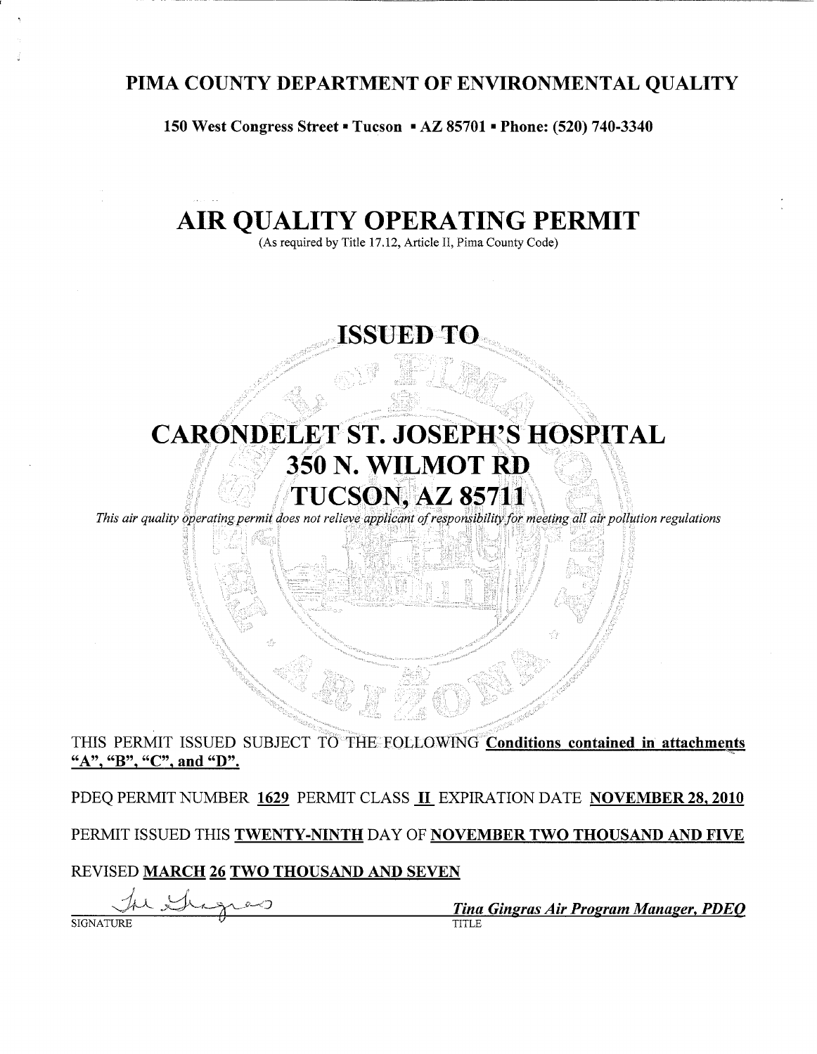# PIMA COUNTY DEPARTMENT OF ENVIRONMENTAL QUALITY

**150 West Congress Street ▪ Tucson ▪ AZ 85701 ▪ Phone: (520) 740-3340**

# AIR QUALITY OPERATING PERMIT

(As required by Title 17.12, Article II, Pima County Code)

## ISSUED TO

## CARONDELET ST. JOSEPH'S HOSPITAL
## 350 N. WILMOT RD
## TUCSON, AZ 85711

*This air quality operating permit does not relieve applicant of responsibility for meeting all air pollution regulations*

THIS PERMIT ISSUED SUBJECT TO THE FOLLOWING **Conditions contained in attachments "A", "B", "C", and "D".**

PDEQ PERMIT NUMBER **1629** PERMIT CLASS **II** EXPIRATION DATE **NOVEMBER 28, 2010**

PERMIT ISSUED THIS **TWENTY-NINTH** DAY OF **NOVEMBER TWO THOUSAND AND FIVE**

REVISED **MARCH 26 TWO THOUSAND AND SEVEN**

SIGNATURE — *Tina Gingras Air Program Manager, PDEQ*

TITLE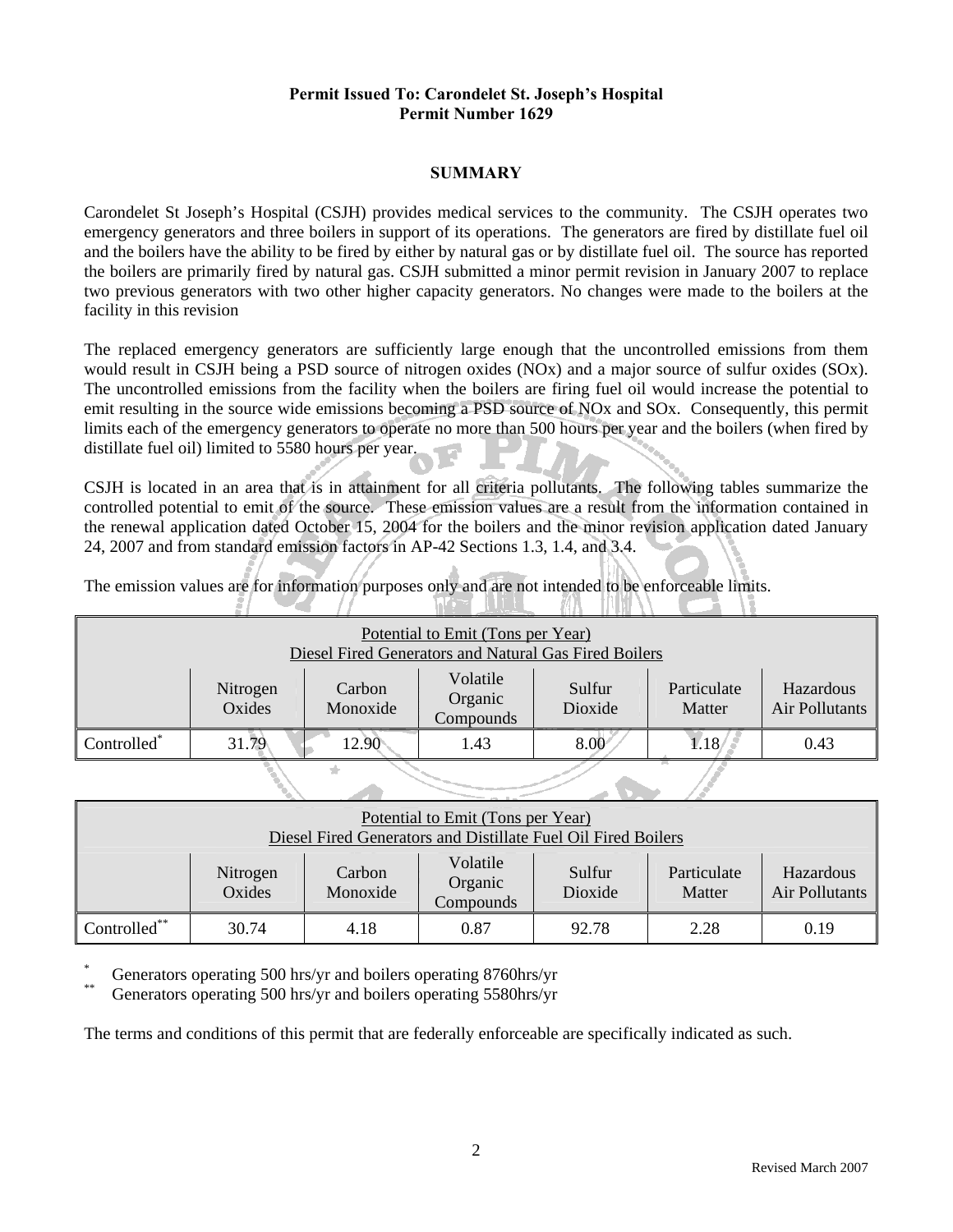**Permit Issued To: Carondelet St. Joseph's Hospital**
**Permit Number 1629**

## SUMMARY

Carondelet St Joseph's Hospital (CSJH) provides medical services to the community. The CSJH operates two emergency generators and three boilers in support of its operations. The generators are fired by distillate fuel oil and the boilers have the ability to be fired by either by natural gas or by distillate fuel oil. The source has reported the boilers are primarily fired by natural gas. CSJH submitted a minor permit revision in January 2007 to replace two previous generators with two other higher capacity generators. No changes were made to the boilers at the facility in this revision

The replaced emergency generators are sufficiently large enough that the uncontrolled emissions from them would result in CSJH being a PSD source of nitrogen oxides (NOx) and a major source of sulfur oxides (SOx). The uncontrolled emissions from the facility when the boilers are firing fuel oil would increase the potential to emit resulting in the source wide emissions becoming a PSD source of NOx and SOx. Consequently, this permit limits each of the emergency generators to operate no more than 500 hours per year and the boilers (when fired by distillate fuel oil) limited to 5580 hours per year.

CSJH is located in an area that is in attainment for all criteria pollutants. The following tables summarize the controlled potential to emit of the source. These emission values are a result from the information contained in the renewal application dated October 15, 2004 for the boilers and the minor revision application dated January 24, 2007 and from standard emission factors in AP-42 Sections 1.3, 1.4, and 3.4.

The emission values are for information purposes only and are not intended to be enforceable limits.

| Potential to Emit (Tons per Year) Diesel Fired Generators and Natural Gas Fired Boilers | | | | | | |
|---|---|---|---|---|---|---|
| | Nitrogen Oxides | Carbon Monoxide | Volatile Organic Compounds | Sulfur Dioxide | Particulate Matter | Hazardous Air Pollutants |
| Controlled* | 31.79 | 12.90 | 1.43 | 8.00 | 1.18 | 0.43 |

| Potential to Emit (Tons per Year) Diesel Fired Generators and Distillate Fuel Oil Fired Boilers | | | | | | |
|---|---|---|---|---|---|---|
| | Nitrogen Oxides | Carbon Monoxide | Volatile Organic Compounds | Sulfur Dioxide | Particulate Matter | Hazardous Air Pollutants |
| Controlled** | 30.74 | 4.18 | 0.87 | 92.78 | 2.28 | 0.19 |

* Generators operating 500 hrs/yr and boilers operating 8760hrs/yr
** Generators operating 500 hrs/yr and boilers operating 5580hrs/yr

The terms and conditions of this permit that are federally enforceable are specifically indicated as such.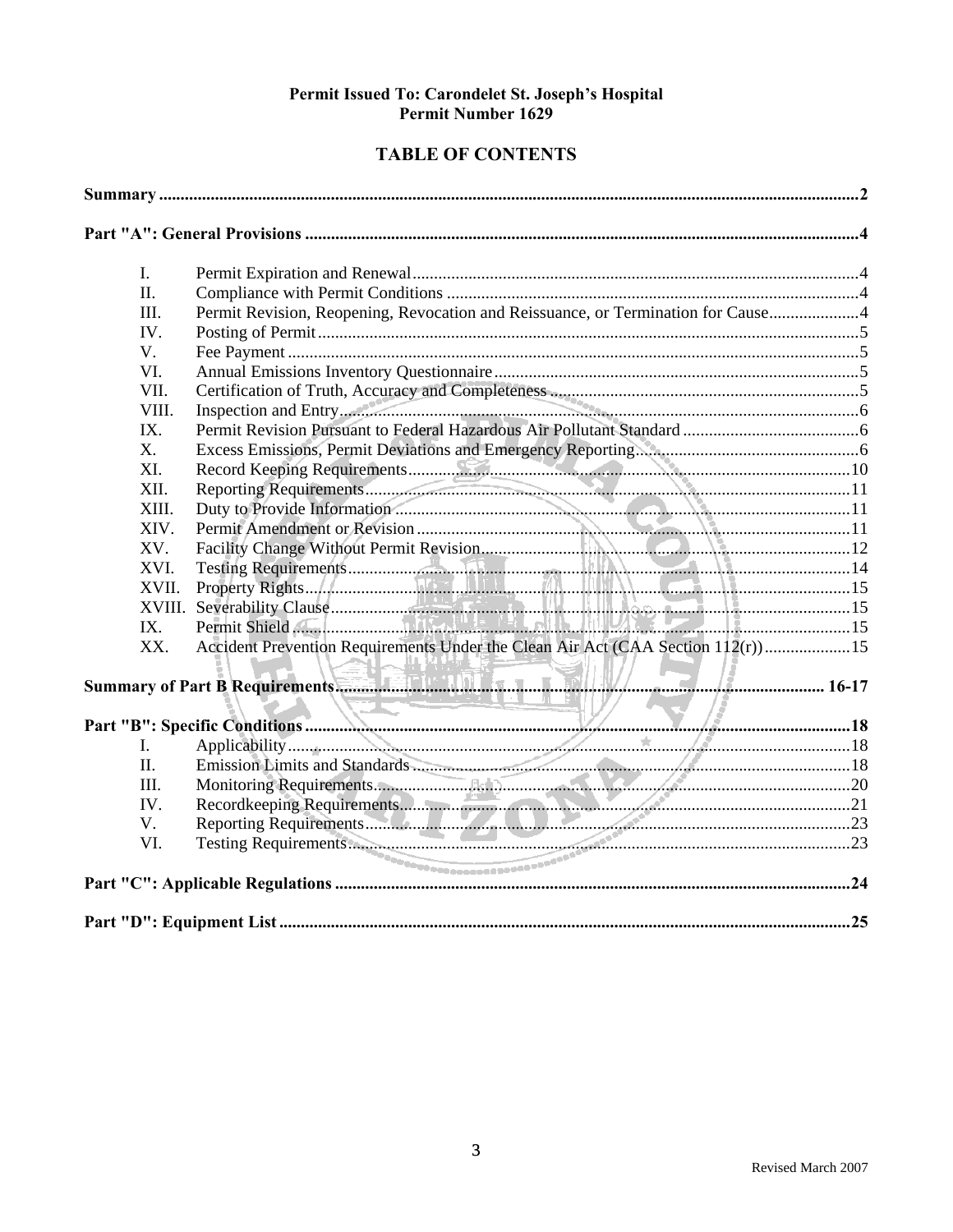**Permit Issued To: Carondelet St. Joseph's Hospital**
**Permit Number 1629**

# TABLE OF CONTENTS

**Summary** .......... 2

**Part "A": General Provisions** .......... 4

| | | |
|---|---|---|
| I. | Permit Expiration and Renewal | 4 |
| II. | Compliance with Permit Conditions | 4 |
| III. | Permit Revision, Reopening, Revocation and Reissuance, or Termination for Cause | 4 |
| IV. | Posting of Permit | 5 |
| V. | Fee Payment | 5 |
| VI. | Annual Emissions Inventory Questionnaire | 5 |
| VII. | Certification of Truth, Accuracy and Completeness | 5 |
| VIII. | Inspection and Entry | 6 |
| IX. | Permit Revision Pursuant to Federal Hazardous Air Pollutant Standard | 6 |
| X. | Excess Emissions, Permit Deviations and Emergency Reporting | 6 |
| XI. | Record Keeping Requirements | 10 |
| XII. | Reporting Requirements | 11 |
| XIII. | Duty to Provide Information | 11 |
| XIV. | Permit Amendment or Revision | 11 |
| XV. | Facility Change Without Permit Revision | 12 |
| XVI. | Testing Requirements | 14 |
| XVII. | Property Rights | 15 |
| XVIII. | Severability Clause | 15 |
| IX. | Permit Shield | 15 |
| XX. | Accident Prevention Requirements Under the Clean Air Act (CAA Section 112(r)) | 15 |

**Summary of Part B Requirements** .......... 16-17

**Part "B": Specific Conditions** .......... 18

| | | |
|---|---|---|
| I. | Applicability | 18 |
| II. | Emission Limits and Standards | 18 |
| III. | Monitoring Requirements | 20 |
| IV. | Recordkeeping Requirements | 21 |
| V. | Reporting Requirements | 23 |
| VI. | Testing Requirements | 23 |

**Part "C": Applicable Regulations** .......... 24

**Part "D": Equipment List** .......... 25

Revised March 2007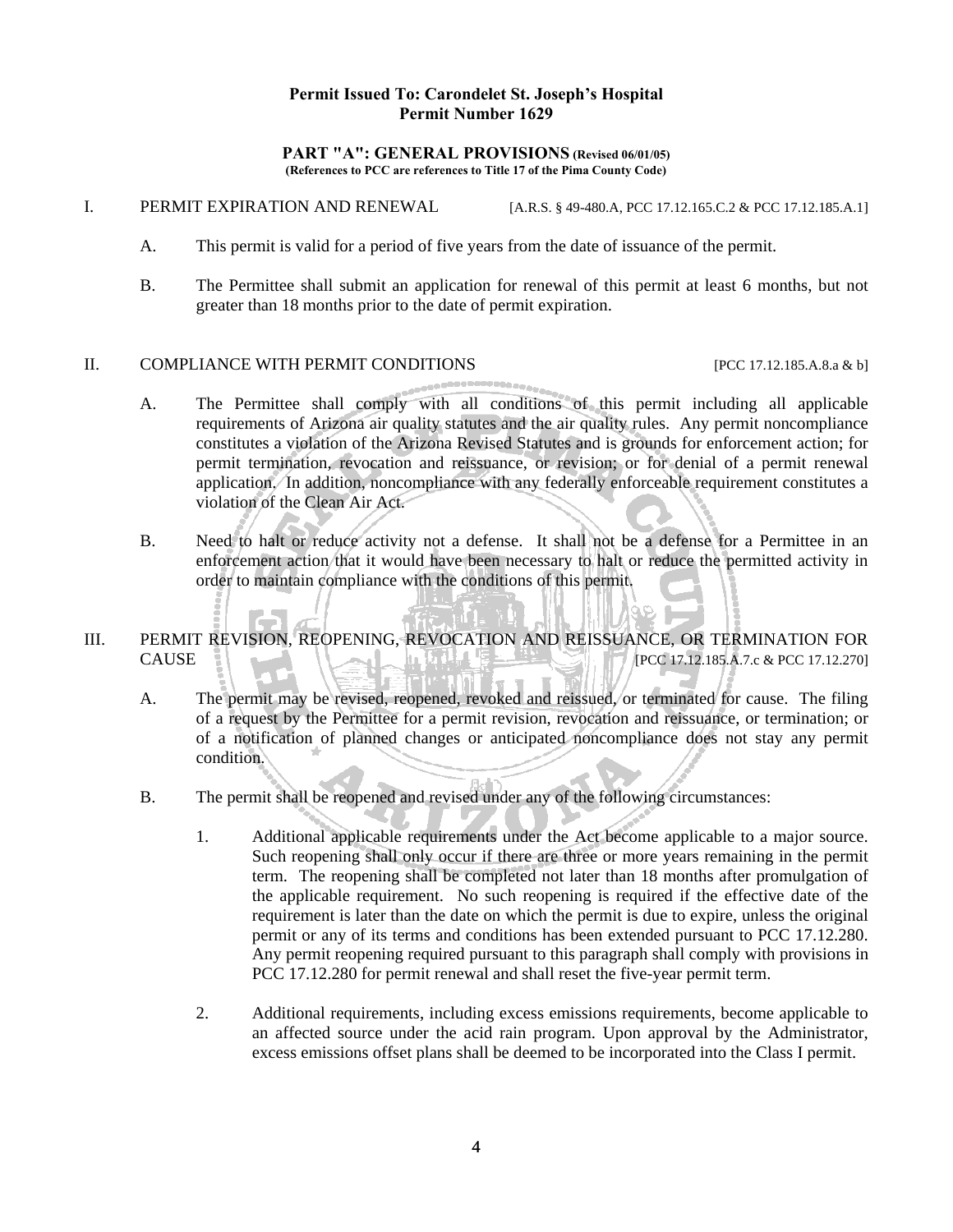**Permit Issued To: Carondelet St. Joseph's Hospital**
**Permit Number 1629**

## PART "A": GENERAL PROVISIONS (Revised 06/01/05)

**(References to PCC are references to Title 17 of the Pima County Code)**

### I. PERMIT EXPIRATION AND RENEWAL [A.R.S. § 49-480.A, PCC 17.12.165.C.2 & PCC 17.12.185.A.1]

A. This permit is valid for a period of five years from the date of issuance of the permit.

B. The Permittee shall submit an application for renewal of this permit at least 6 months, but not greater than 18 months prior to the date of permit expiration.

### II. COMPLIANCE WITH PERMIT CONDITIONS [PCC 17.12.185.A.8.a & b]

A. The Permittee shall comply with all conditions of this permit including all applicable requirements of Arizona air quality statutes and the air quality rules. Any permit noncompliance constitutes a violation of the Arizona Revised Statutes and is grounds for enforcement action; for permit termination, revocation and reissuance, or revision; or for denial of a permit renewal application. In addition, noncompliance with any federally enforceable requirement constitutes a violation of the Clean Air Act.

B. Need to halt or reduce activity not a defense. It shall not be a defense for a Permittee in an enforcement action that it would have been necessary to halt or reduce the permitted activity in order to maintain compliance with the conditions of this permit.

### III. PERMIT REVISION, REOPENING, REVOCATION AND REISSUANCE, OR TERMINATION FOR CAUSE [PCC 17.12.185.A.7.c & PCC 17.12.270]

A. The permit may be revised, reopened, revoked and reissued, or terminated for cause. The filing of a request by the Permittee for a permit revision, revocation and reissuance, or termination; or of a notification of planned changes or anticipated noncompliance does not stay any permit condition.

B. The permit shall be reopened and revised under any of the following circumstances:

1. Additional applicable requirements under the Act become applicable to a major source. Such reopening shall only occur if there are three or more years remaining in the permit term. The reopening shall be completed not later than 18 months after promulgation of the applicable requirement. No such reopening is required if the effective date of the requirement is later than the date on which the permit is due to expire, unless the original permit or any of its terms and conditions has been extended pursuant to PCC 17.12.280. Any permit reopening required pursuant to this paragraph shall comply with provisions in PCC 17.12.280 for permit renewal and shall reset the five-year permit term.

2. Additional requirements, including excess emissions requirements, become applicable to an affected source under the acid rain program. Upon approval by the Administrator, excess emissions offset plans shall be deemed to be incorporated into the Class I permit.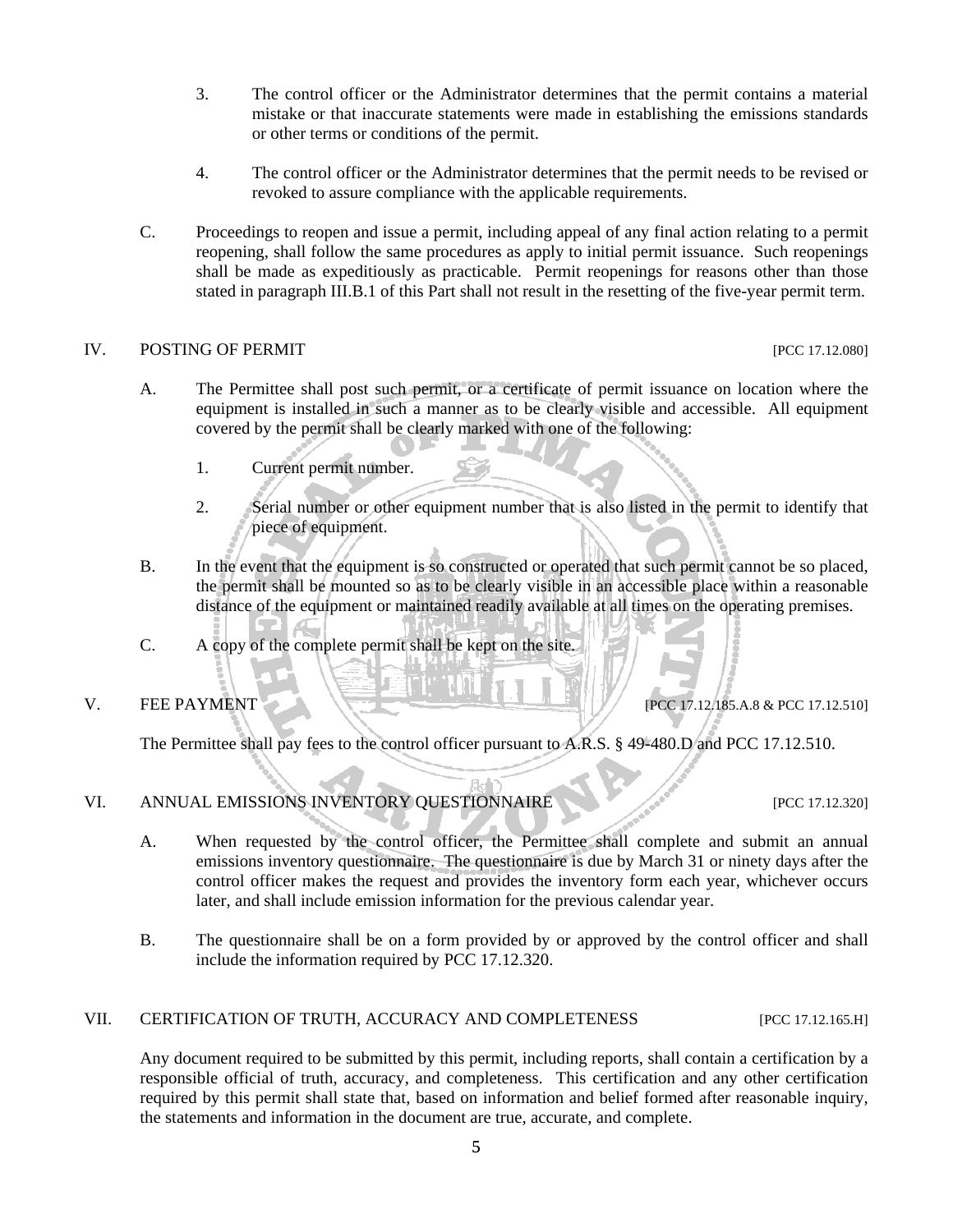3. The control officer or the Administrator determines that the permit contains a material mistake or that inaccurate statements were made in establishing the emissions standards or other terms or conditions of the permit.

4. The control officer or the Administrator determines that the permit needs to be revised or revoked to assure compliance with the applicable requirements.

C. Proceedings to reopen and issue a permit, including appeal of any final action relating to a permit reopening, shall follow the same procedures as apply to initial permit issuance. Such reopenings shall be made as expeditiously as practicable. Permit reopenings for reasons other than those stated in paragraph III.B.1 of this Part shall not result in the resetting of the five-year permit term.

## IV. POSTING OF PERMIT [PCC 17.12.080]

A. The Permittee shall post such permit, or a certificate of permit issuance on location where the equipment is installed in such a manner as to be clearly visible and accessible. All equipment covered by the permit shall be clearly marked with one of the following:

1. Current permit number.

2. Serial number or other equipment number that is also listed in the permit to identify that piece of equipment.

B. In the event that the equipment is so constructed or operated that such permit cannot be so placed, the permit shall be mounted so as to be clearly visible in an accessible place within a reasonable distance of the equipment or maintained readily available at all times on the operating premises.

C. A copy of the complete permit shall be kept on the site.

## V. FEE PAYMENT [PCC 17.12.185.A.8 & PCC 17.12.510]

The Permittee shall pay fees to the control officer pursuant to A.R.S. § 49-480.D and PCC 17.12.510.

## VI. ANNUAL EMISSIONS INVENTORY QUESTIONNAIRE [PCC 17.12.320]

A. When requested by the control officer, the Permittee shall complete and submit an annual emissions inventory questionnaire. The questionnaire is due by March 31 or ninety days after the control officer makes the request and provides the inventory form each year, whichever occurs later, and shall include emission information for the previous calendar year.

B. The questionnaire shall be on a form provided by or approved by the control officer and shall include the information required by PCC 17.12.320.

## VII. CERTIFICATION OF TRUTH, ACCURACY AND COMPLETENESS [PCC 17.12.165.H]

Any document required to be submitted by this permit, including reports, shall contain a certification by a responsible official of truth, accuracy, and completeness. This certification and any other certification required by this permit shall state that, based on information and belief formed after reasonable inquiry, the statements and information in the document are true, accurate, and complete.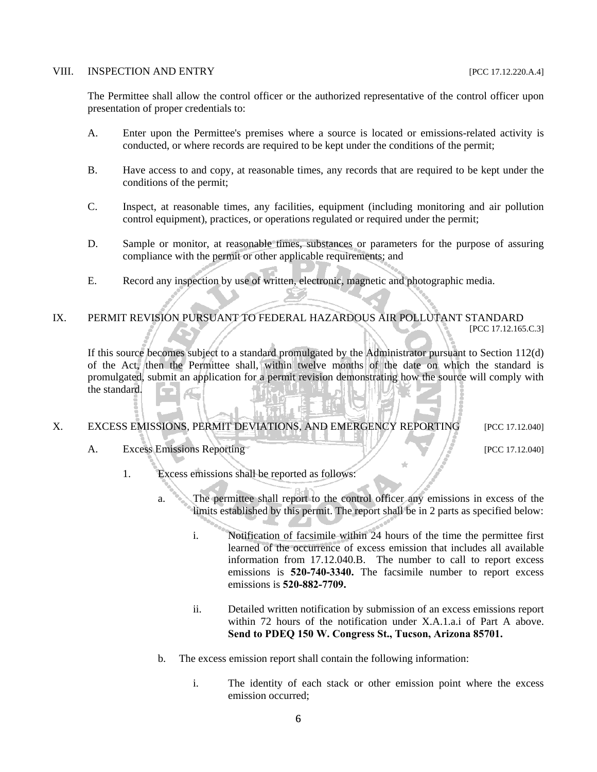## VIII. INSPECTION AND ENTRY [PCC 17.12.220.A.4]

The Permittee shall allow the control officer or the authorized representative of the control officer upon presentation of proper credentials to:

A. Enter upon the Permittee's premises where a source is located or emissions-related activity is conducted, or where records are required to be kept under the conditions of the permit;

B. Have access to and copy, at reasonable times, any records that are required to be kept under the conditions of the permit;

C. Inspect, at reasonable times, any facilities, equipment (including monitoring and air pollution control equipment), practices, or operations regulated or required under the permit;

D. Sample or monitor, at reasonable times, substances or parameters for the purpose of assuring compliance with the permit or other applicable requirements; and

E. Record any inspection by use of written, electronic, magnetic and photographic media.

## IX. PERMIT REVISION PURSUANT TO FEDERAL HAZARDOUS AIR POLLUTANT STANDARD [PCC 17.12.165.C.3]

If this source becomes subject to a standard promulgated by the Administrator pursuant to Section 112(d) of the Act, then the Permittee shall, within twelve months of the date on which the standard is promulgated, submit an application for a permit revision demonstrating how the source will comply with the standard.

## X. EXCESS EMISSIONS, PERMIT DEVIATIONS, AND EMERGENCY REPORTING [PCC 17.12.040]

### A. Excess Emissions Reporting [PCC 17.12.040]

1. Excess emissions shall be reported as follows:

   a. The permittee shall report to the control officer any emissions in excess of the limits established by this permit. The report shall be in 2 parts as specified below:

      i. Notification of facsimile within 24 hours of the time the permittee first learned of the occurrence of excess emission that includes all available information from 17.12.040.B. The number to call to report excess emissions is **520-740-3340.** The facsimile number to report excess emissions is **520-882-7709.**

      ii. Detailed written notification by submission of an excess emissions report within 72 hours of the notification under X.A.1.a.i of Part A above. **Send to PDEQ 150 W. Congress St., Tucson, Arizona 85701.**

   b. The excess emission report shall contain the following information:

      i. The identity of each stack or other emission point where the excess emission occurred;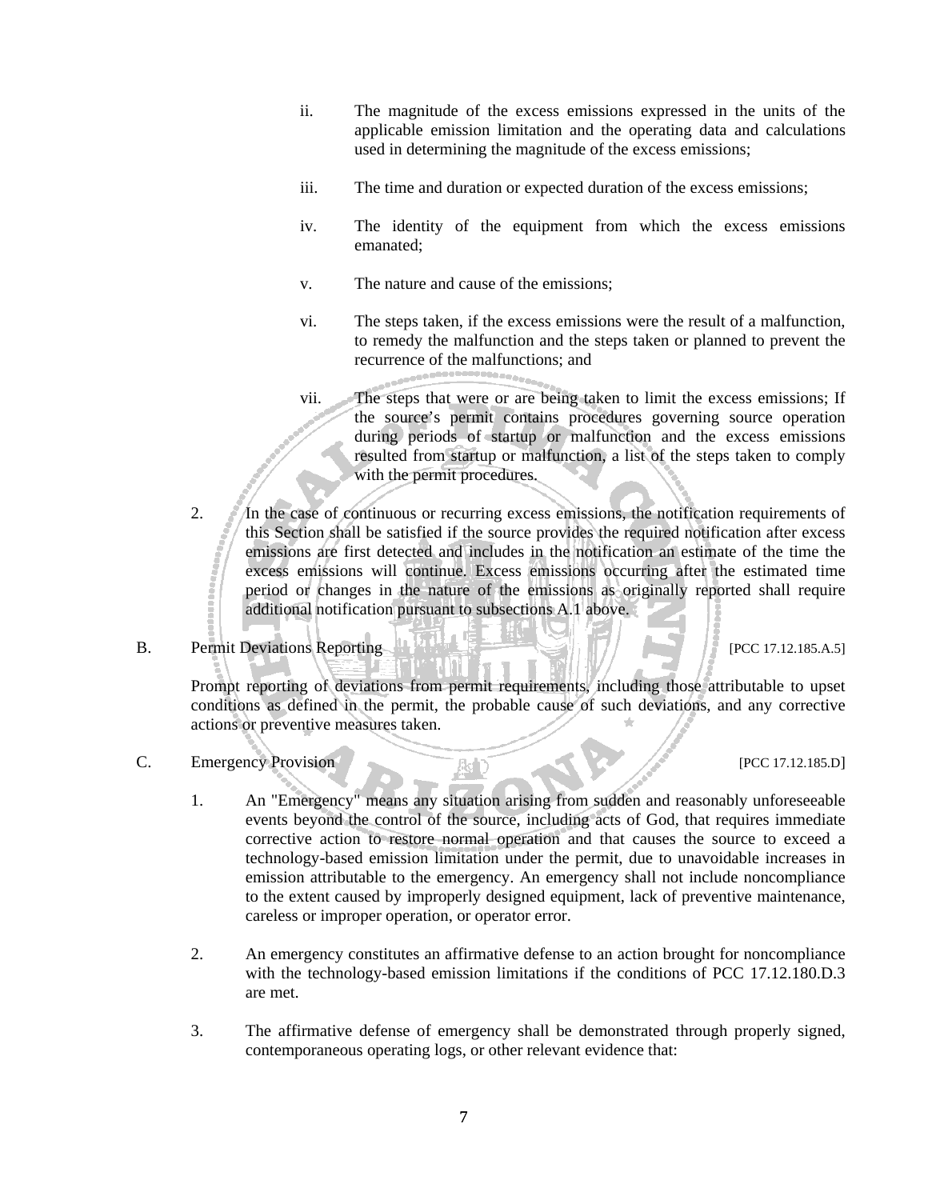ii. The magnitude of the excess emissions expressed in the units of the applicable emission limitation and the operating data and calculations used in determining the magnitude of the excess emissions;

iii. The time and duration or expected duration of the excess emissions;

iv. The identity of the equipment from which the excess emissions emanated;

v. The nature and cause of the emissions;

vi. The steps taken, if the excess emissions were the result of a malfunction, to remedy the malfunction and the steps taken or planned to prevent the recurrence of the malfunctions; and

vii. The steps that were or are being taken to limit the excess emissions; If the source's permit contains procedures governing source operation during periods of startup or malfunction and the excess emissions resulted from startup or malfunction, a list of the steps taken to comply with the permit procedures.

2. In the case of continuous or recurring excess emissions, the notification requirements of this Section shall be satisfied if the source provides the required notification after excess emissions are first detected and includes in the notification an estimate of the time the excess emissions will continue. Excess emissions occurring after the estimated time period or changes in the nature of the emissions as originally reported shall require additional notification pursuant to subsections A.1 above.

B. Permit Deviations Reporting [PCC 17.12.185.A.5]

Prompt reporting of deviations from permit requirements, including those attributable to upset conditions as defined in the permit, the probable cause of such deviations, and any corrective actions or preventive measures taken.

C. Emergency Provision [PCC 17.12.185.D]

1. An "Emergency" means any situation arising from sudden and reasonably unforeseeable events beyond the control of the source, including acts of God, that requires immediate corrective action to restore normal operation and that causes the source to exceed a technology-based emission limitation under the permit, due to unavoidable increases in emission attributable to the emergency. An emergency shall not include noncompliance to the extent caused by improperly designed equipment, lack of preventive maintenance, careless or improper operation, or operator error.

2. An emergency constitutes an affirmative defense to an action brought for noncompliance with the technology-based emission limitations if the conditions of PCC 17.12.180.D.3 are met.

3. The affirmative defense of emergency shall be demonstrated through properly signed, contemporaneous operating logs, or other relevant evidence that: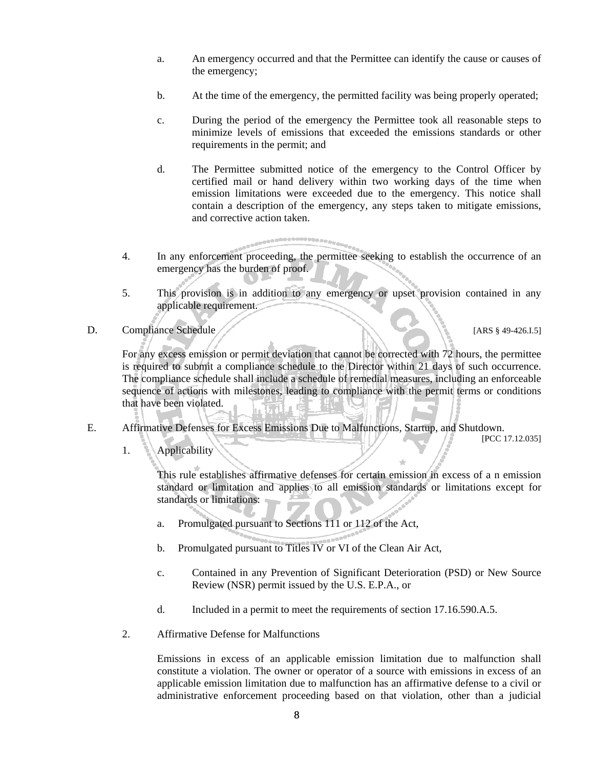a. An emergency occurred and that the Permittee can identify the cause or causes of the emergency;

b. At the time of the emergency, the permitted facility was being properly operated;

c. During the period of the emergency the Permittee took all reasonable steps to minimize levels of emissions that exceeded the emissions standards or other requirements in the permit; and

d. The Permittee submitted notice of the emergency to the Control Officer by certified mail or hand delivery within two working days of the time when emission limitations were exceeded due to the emergency. This notice shall contain a description of the emergency, any steps taken to mitigate emissions, and corrective action taken.

4. In any enforcement proceeding, the permittee seeking to establish the occurrence of an emergency has the burden of proof.

5. This provision is in addition to any emergency or upset provision contained in any applicable requirement.

D. Compliance Schedule [ARS § 49-426.I.5]

For any excess emission or permit deviation that cannot be corrected with 72 hours, the permittee is required to submit a compliance schedule to the Director within 21 days of such occurrence. The compliance schedule shall include a schedule of remedial measures, including an enforceable sequence of actions with milestones, leading to compliance with the permit terms or conditions that have been violated.

E. Affirmative Defenses for Excess Emissions Due to Malfunctions, Startup, and Shutdown. [PCC 17.12.035]

1. Applicability

This rule establishes affirmative defenses for certain emission in excess of a n emission standard or limitation and applies to all emission standards or limitations except for standards or limitations:

a. Promulgated pursuant to Sections 111 or 112 of the Act,

b. Promulgated pursuant to Titles IV or VI of the Clean Air Act,

c. Contained in any Prevention of Significant Deterioration (PSD) or New Source Review (NSR) permit issued by the U.S. E.P.A., or

d. Included in a permit to meet the requirements of section 17.16.590.A.5.

2. Affirmative Defense for Malfunctions

Emissions in excess of an applicable emission limitation due to malfunction shall constitute a violation. The owner or operator of a source with emissions in excess of an applicable emission limitation due to malfunction has an affirmative defense to a civil or administrative enforcement proceeding based on that violation, other than a judicial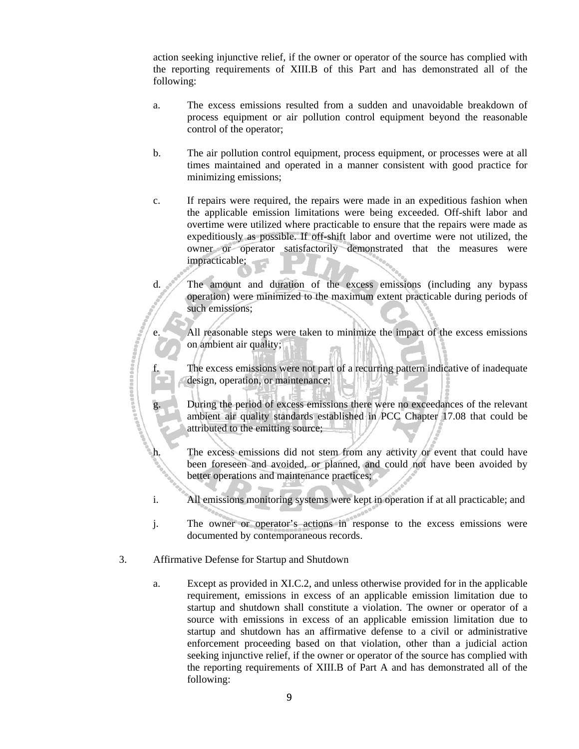action seeking injunctive relief, if the owner or operator of the source has complied with the reporting requirements of XIII.B of this Part and has demonstrated all of the following:

a. The excess emissions resulted from a sudden and unavoidable breakdown of process equipment or air pollution control equipment beyond the reasonable control of the operator;

b. The air pollution control equipment, process equipment, or processes were at all times maintained and operated in a manner consistent with good practice for minimizing emissions;

c. If repairs were required, the repairs were made in an expeditious fashion when the applicable emission limitations were being exceeded. Off-shift labor and overtime were utilized where practicable to ensure that the repairs were made as expeditiously as possible. If off-shift labor and overtime were not utilized, the owner or operator satisfactorily demonstrated that the measures were impracticable;

d. The amount and duration of the excess emissions (including any bypass operation) were minimized to the maximum extent practicable during periods of such emissions;

e. All reasonable steps were taken to minimize the impact of the excess emissions on ambient air quality;

f. The excess emissions were not part of a recurring pattern indicative of inadequate design, operation, or maintenance;

g. During the period of excess emissions there were no exceedances of the relevant ambient air quality standards established in PCC Chapter 17.08 that could be attributed to the emitting source;

h. The excess emissions did not stem from any activity or event that could have been foreseen and avoided, or planned, and could not have been avoided by better operations and maintenance practices;

i. All emissions monitoring systems were kept in operation if at all practicable; and

j. The owner or operator's actions in response to the excess emissions were documented by contemporaneous records.

3. Affirmative Defense for Startup and Shutdown

a. Except as provided in XI.C.2, and unless otherwise provided for in the applicable requirement, emissions in excess of an applicable emission limitation due to startup and shutdown shall constitute a violation. The owner or operator of a source with emissions in excess of an applicable emission limitation due to startup and shutdown has an affirmative defense to a civil or administrative enforcement proceeding based on that violation, other than a judicial action seeking injunctive relief, if the owner or operator of the source has complied with the reporting requirements of XIII.B of Part A and has demonstrated all of the following: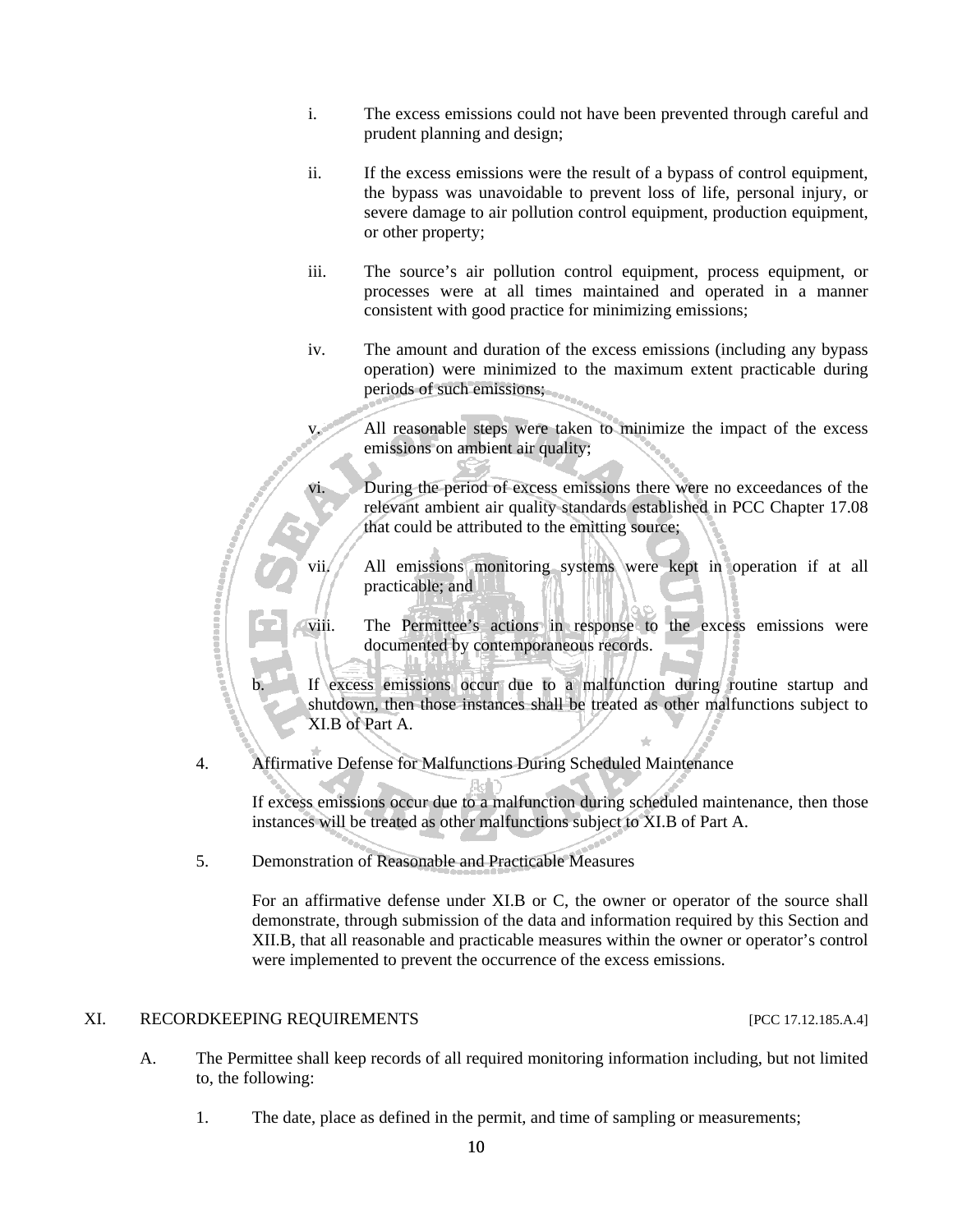i. The excess emissions could not have been prevented through careful and prudent planning and design;

ii. If the excess emissions were the result of a bypass of control equipment, the bypass was unavoidable to prevent loss of life, personal injury, or severe damage to air pollution control equipment, production equipment, or other property;

iii. The source's air pollution control equipment, process equipment, or processes were at all times maintained and operated in a manner consistent with good practice for minimizing emissions;

iv. The amount and duration of the excess emissions (including any bypass operation) were minimized to the maximum extent practicable during periods of such emissions;

v. All reasonable steps were taken to minimize the impact of the excess emissions on ambient air quality;

vi. During the period of excess emissions there were no exceedances of the relevant ambient air quality standards established in PCC Chapter 17.08 that could be attributed to the emitting source;

vii. All emissions monitoring systems were kept in operation if at all practicable; and

viii. The Permittee's actions in response to the excess emissions were documented by contemporaneous records.

b. If excess emissions occur due to a malfunction during routine startup and shutdown, then those instances shall be treated as other malfunctions subject to XI.B of Part A.

4. Affirmative Defense for Malfunctions During Scheduled Maintenance

If excess emissions occur due to a malfunction during scheduled maintenance, then those instances will be treated as other malfunctions subject to XI.B of Part A.

5. Demonstration of Reasonable and Practicable Measures

For an affirmative defense under XI.B or C, the owner or operator of the source shall demonstrate, through submission of the data and information required by this Section and XII.B, that all reasonable and practicable measures within the owner or operator's control were implemented to prevent the occurrence of the excess emissions.

## XI. RECORDKEEPING REQUIREMENTS [PCC 17.12.185.A.4]

A. The Permittee shall keep records of all required monitoring information including, but not limited to, the following:

1. The date, place as defined in the permit, and time of sampling or measurements;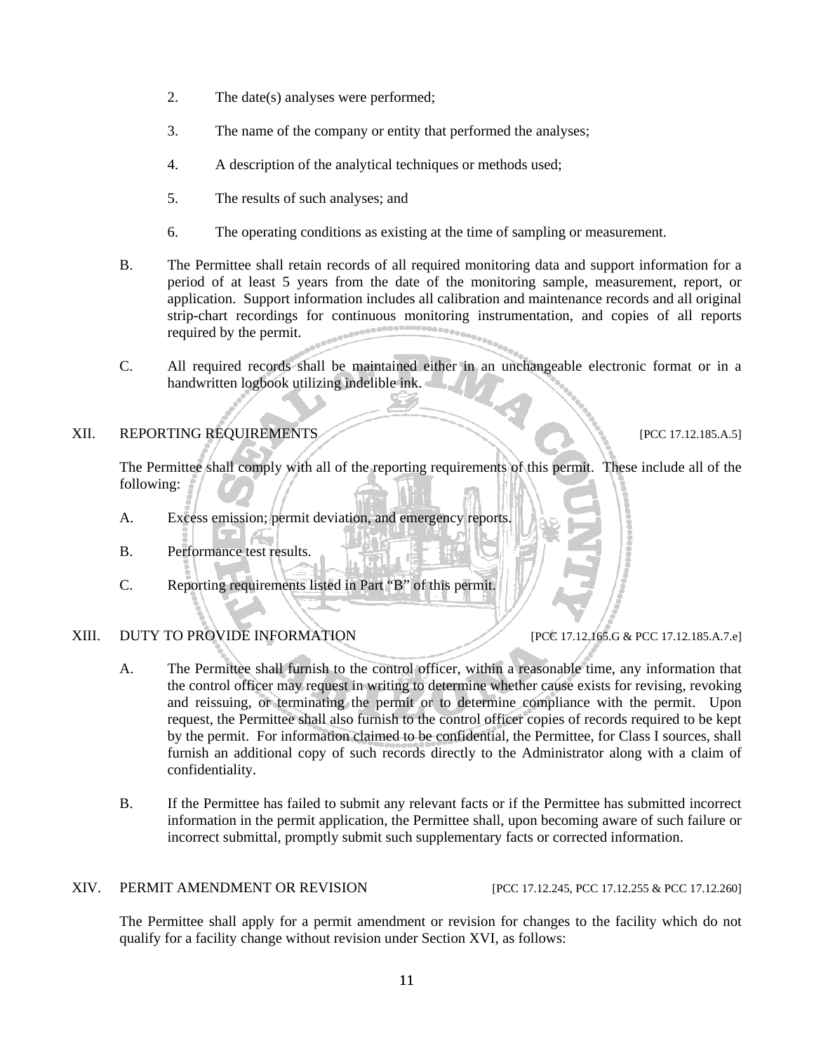2. The date(s) analyses were performed;

3. The name of the company or entity that performed the analyses;

4. A description of the analytical techniques or methods used;

5. The results of such analyses; and

6. The operating conditions as existing at the time of sampling or measurement.

B. The Permittee shall retain records of all required monitoring data and support information for a period of at least 5 years from the date of the monitoring sample, measurement, report, or application. Support information includes all calibration and maintenance records and all original strip-chart recordings for continuous monitoring instrumentation, and copies of all reports required by the permit.

C. All required records shall be maintained either in an unchangeable electronic format or in a handwritten logbook utilizing indelible ink.

## XII. REPORTING REQUIREMENTS [PCC 17.12.185.A.5]

The Permittee shall comply with all of the reporting requirements of this permit. These include all of the following:

A. Excess emission; permit deviation, and emergency reports.

B. Performance test results.

C. Reporting requirements listed in Part "B" of this permit.

## XIII. DUTY TO PROVIDE INFORMATION [PCC 17.12.165.G & PCC 17.12.185.A.7.e]

A. The Permittee shall furnish to the control officer, within a reasonable time, any information that the control officer may request in writing to determine whether cause exists for revising, revoking and reissuing, or terminating the permit or to determine compliance with the permit. Upon request, the Permittee shall also furnish to the control officer copies of records required to be kept by the permit. For information claimed to be confidential, the Permittee, for Class I sources, shall furnish an additional copy of such records directly to the Administrator along with a claim of confidentiality.

B. If the Permittee has failed to submit any relevant facts or if the Permittee has submitted incorrect information in the permit application, the Permittee shall, upon becoming aware of such failure or incorrect submittal, promptly submit such supplementary facts or corrected information.

## XIV. PERMIT AMENDMENT OR REVISION [PCC 17.12.245, PCC 17.12.255 & PCC 17.12.260]

The Permittee shall apply for a permit amendment or revision for changes to the facility which do not qualify for a facility change without revision under Section XVI, as follows: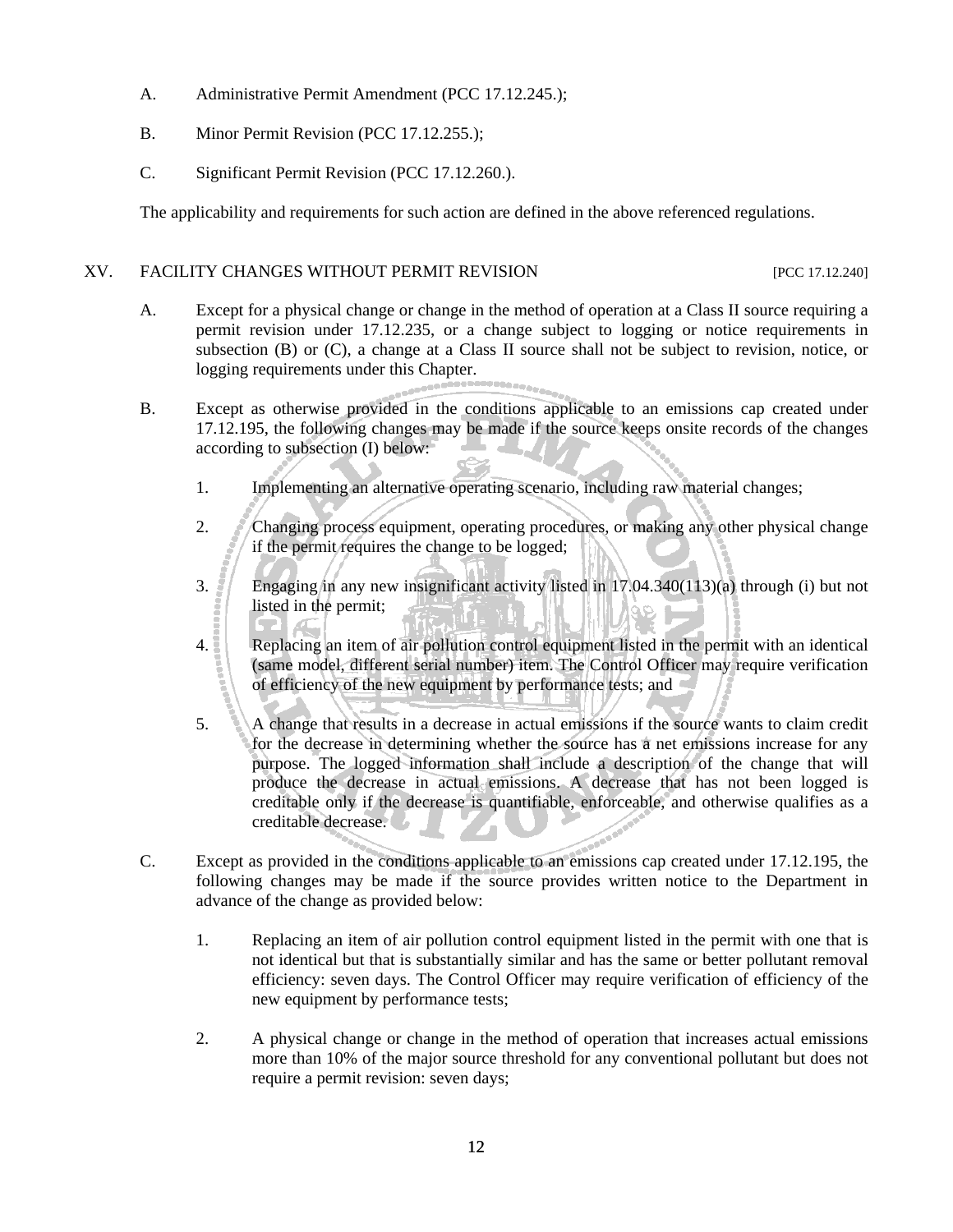A. Administrative Permit Amendment (PCC 17.12.245.);

B. Minor Permit Revision (PCC 17.12.255.);

C. Significant Permit Revision (PCC 17.12.260.).

The applicability and requirements for such action are defined in the above referenced regulations.

## XV. FACILITY CHANGES WITHOUT PERMIT REVISION [PCC 17.12.240]

A. Except for a physical change or change in the method of operation at a Class II source requiring a permit revision under 17.12.235, or a change subject to logging or notice requirements in subsection (B) or (C), a change at a Class II source shall not be subject to revision, notice, or logging requirements under this Chapter.

B. Except as otherwise provided in the conditions applicable to an emissions cap created under 17.12.195, the following changes may be made if the source keeps onsite records of the changes according to subsection (I) below:

   1. Implementing an alternative operating scenario, including raw material changes;

   2. Changing process equipment, operating procedures, or making any other physical change if the permit requires the change to be logged;

   3. Engaging in any new insignificant activity listed in 17.04.340(113)(a) through (i) but not listed in the permit;

   4. Replacing an item of air pollution control equipment listed in the permit with an identical (same model, different serial number) item. The Control Officer may require verification of efficiency of the new equipment by performance tests; and

   5. A change that results in a decrease in actual emissions if the source wants to claim credit for the decrease in determining whether the source has a net emissions increase for any purpose. The logged information shall include a description of the change that will produce the decrease in actual emissions. A decrease that has not been logged is creditable only if the decrease is quantifiable, enforceable, and otherwise qualifies as a creditable decrease.

C. Except as provided in the conditions applicable to an emissions cap created under 17.12.195, the following changes may be made if the source provides written notice to the Department in advance of the change as provided below:

   1. Replacing an item of air pollution control equipment listed in the permit with one that is not identical but that is substantially similar and has the same or better pollutant removal efficiency: seven days. The Control Officer may require verification of efficiency of the new equipment by performance tests;

   2. A physical change or change in the method of operation that increases actual emissions more than 10% of the major source threshold for any conventional pollutant but does not require a permit revision: seven days;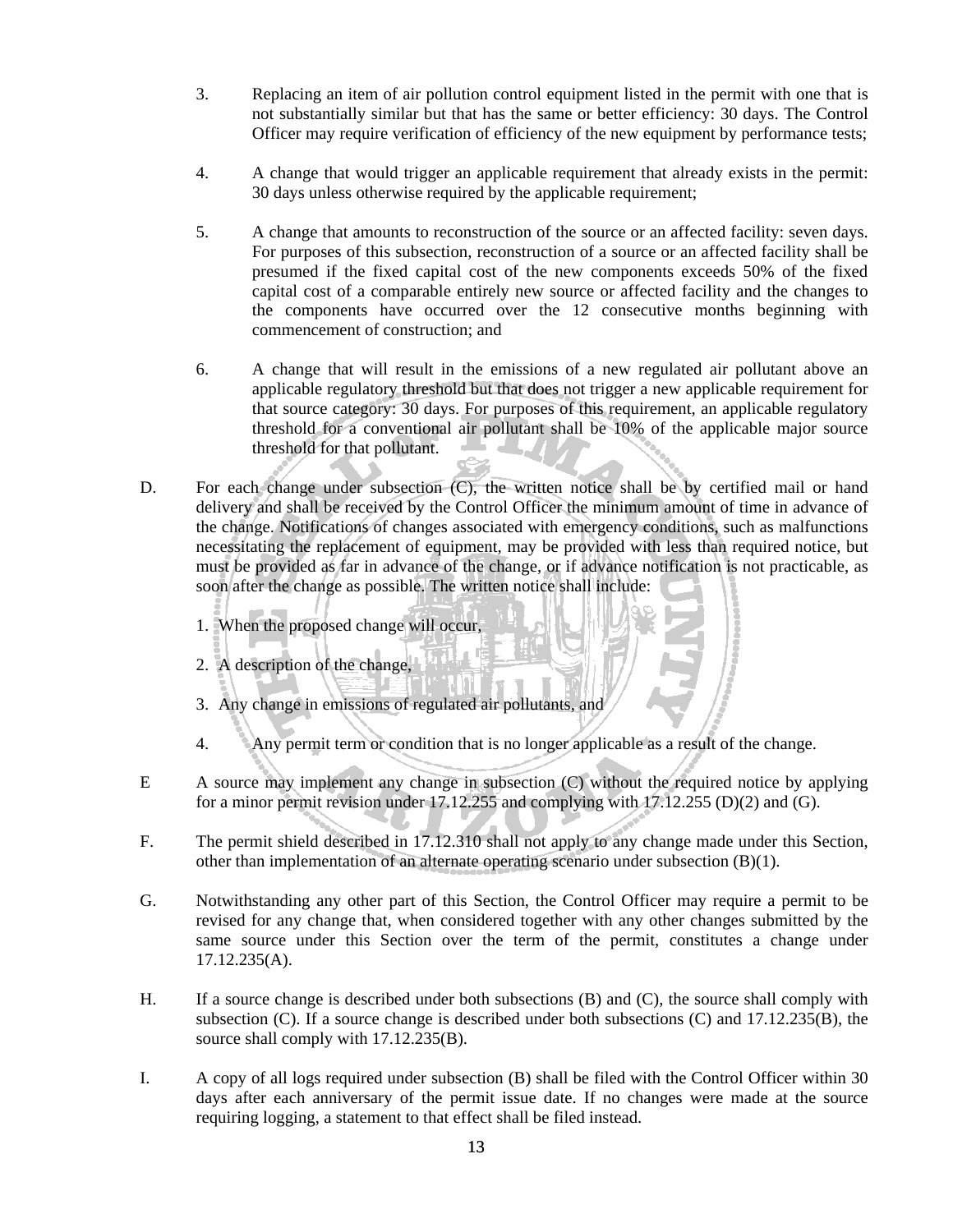3. Replacing an item of air pollution control equipment listed in the permit with one that is not substantially similar but that has the same or better efficiency: 30 days. The Control Officer may require verification of efficiency of the new equipment by performance tests;

4. A change that would trigger an applicable requirement that already exists in the permit: 30 days unless otherwise required by the applicable requirement;

5. A change that amounts to reconstruction of the source or an affected facility: seven days. For purposes of this subsection, reconstruction of a source or an affected facility shall be presumed if the fixed capital cost of the new components exceeds 50% of the fixed capital cost of a comparable entirely new source or affected facility and the changes to the components have occurred over the 12 consecutive months beginning with commencement of construction; and

6. A change that will result in the emissions of a new regulated air pollutant above an applicable regulatory threshold but that does not trigger a new applicable requirement for that source category: 30 days. For purposes of this requirement, an applicable regulatory threshold for a conventional air pollutant shall be 10% of the applicable major source threshold for that pollutant.

D. For each change under subsection (C), the written notice shall be by certified mail or hand delivery and shall be received by the Control Officer the minimum amount of time in advance of the change. Notifications of changes associated with emergency conditions, such as malfunctions necessitating the replacement of equipment, may be provided with less than required notice, but must be provided as far in advance of the change, or if advance notification is not practicable, as soon after the change as possible. The written notice shall include:

1. When the proposed change will occur,

2. A description of the change,

3. Any change in emissions of regulated air pollutants, and

4. Any permit term or condition that is no longer applicable as a result of the change.

E A source may implement any change in subsection (C) without the required notice by applying for a minor permit revision under 17.12.255 and complying with 17.12.255 (D)(2) and (G).

F. The permit shield described in 17.12.310 shall not apply to any change made under this Section, other than implementation of an alternate operating scenario under subsection (B)(1).

G. Notwithstanding any other part of this Section, the Control Officer may require a permit to be revised for any change that, when considered together with any other changes submitted by the same source under this Section over the term of the permit, constitutes a change under 17.12.235(A).

H. If a source change is described under both subsections (B) and (C), the source shall comply with subsection (C). If a source change is described under both subsections (C) and 17.12.235(B), the source shall comply with 17.12.235(B).

I. A copy of all logs required under subsection (B) shall be filed with the Control Officer within 30 days after each anniversary of the permit issue date. If no changes were made at the source requiring logging, a statement to that effect shall be filed instead.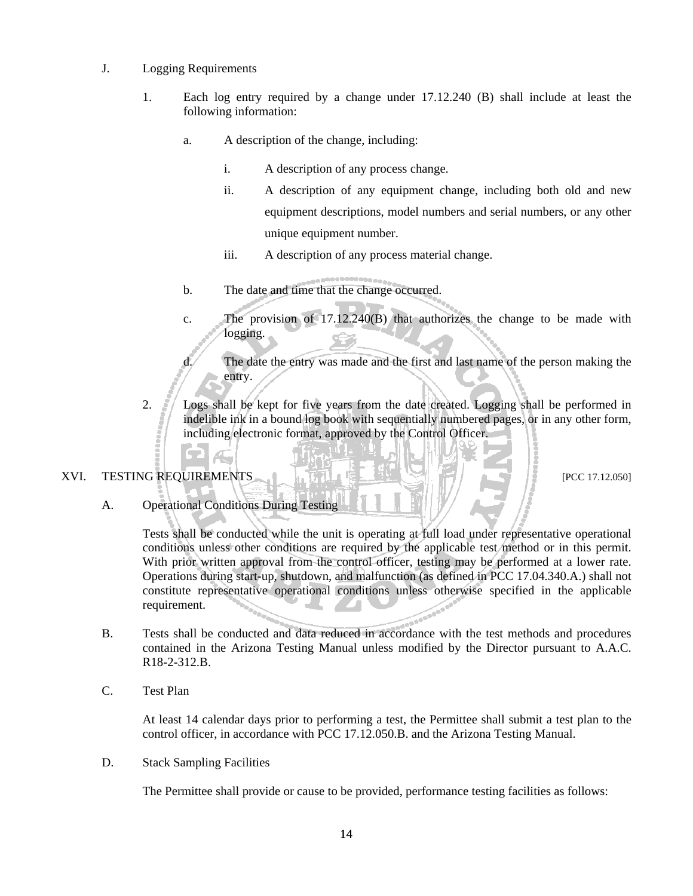J. Logging Requirements

1. Each log entry required by a change under 17.12.240 (B) shall include at least the following information:

   a. A description of the change, including:

      i. A description of any process change.

      ii. A description of any equipment change, including both old and new equipment descriptions, model numbers and serial numbers, or any other unique equipment number.

      iii. A description of any process material change.

   b. The date and time that the change occurred.

   c. The provision of 17.12.240(B) that authorizes the change to be made with logging.

   d. The date the entry was made and the first and last name of the person making the entry.

2. Logs shall be kept for five years from the date created. Logging shall be performed in indelible ink in a bound log book with sequentially numbered pages, or in any other form, including electronic format, approved by the Control Officer.

## XVI. TESTING REQUIREMENTS [PCC 17.12.050]

A. Operational Conditions During Testing

Tests shall be conducted while the unit is operating at full load under representative operational conditions unless other conditions are required by the applicable test method or in this permit. With prior written approval from the control officer, testing may be performed at a lower rate. Operations during start-up, shutdown, and malfunction (as defined in PCC 17.04.340.A.) shall not constitute representative operational conditions unless otherwise specified in the applicable requirement.

B. Tests shall be conducted and data reduced in accordance with the test methods and procedures contained in the Arizona Testing Manual unless modified by the Director pursuant to A.A.C. R18-2-312.B.

C. Test Plan

At least 14 calendar days prior to performing a test, the Permittee shall submit a test plan to the control officer, in accordance with PCC 17.12.050.B. and the Arizona Testing Manual.

D. Stack Sampling Facilities

The Permittee shall provide or cause to be provided, performance testing facilities as follows: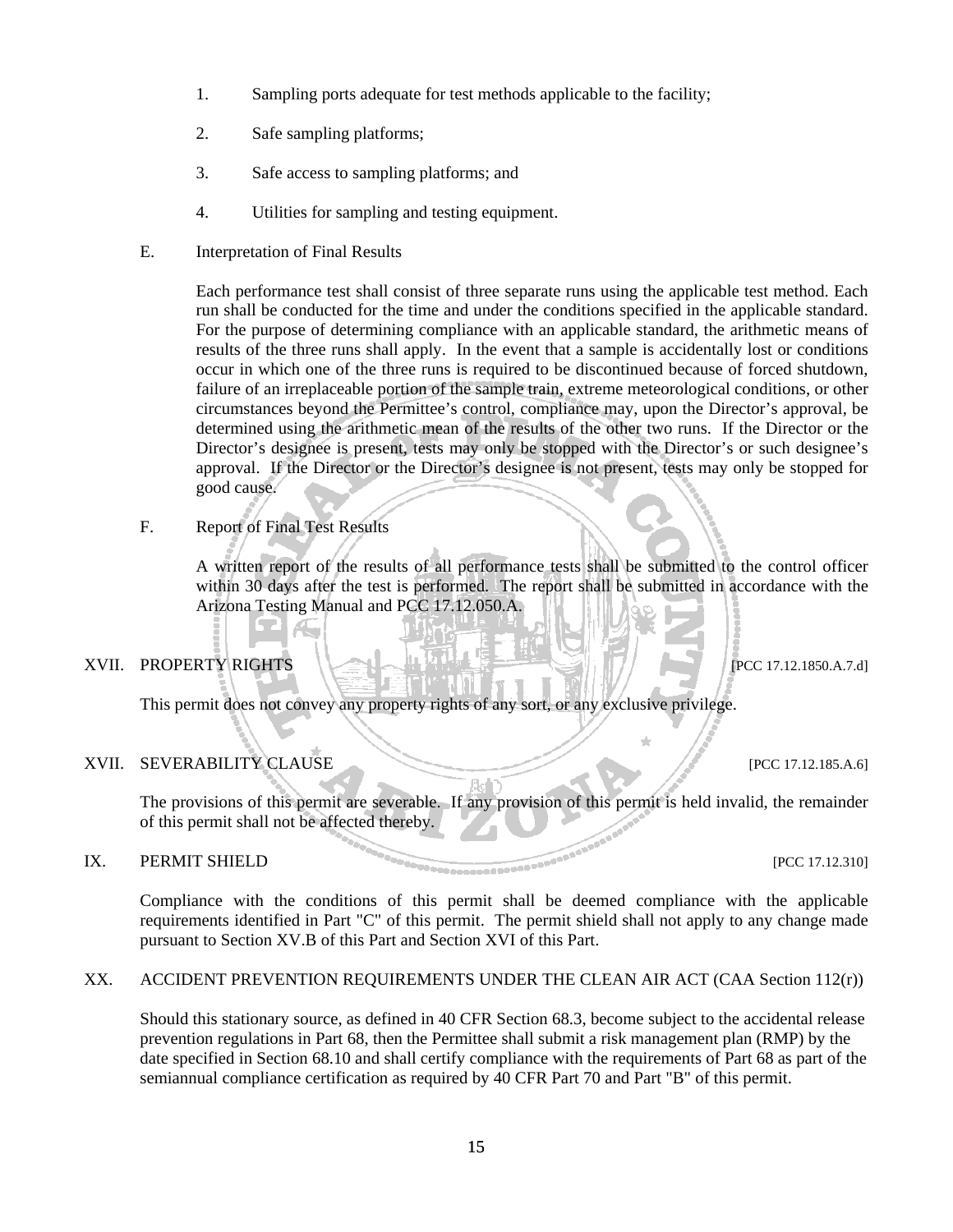1. Sampling ports adequate for test methods applicable to the facility;

2. Safe sampling platforms;

3. Safe access to sampling platforms; and

4. Utilities for sampling and testing equipment.

E. Interpretation of Final Results

Each performance test shall consist of three separate runs using the applicable test method. Each run shall be conducted for the time and under the conditions specified in the applicable standard. For the purpose of determining compliance with an applicable standard, the arithmetic means of results of the three runs shall apply. In the event that a sample is accidentally lost or conditions occur in which one of the three runs is required to be discontinued because of forced shutdown, failure of an irreplaceable portion of the sample train, extreme meteorological conditions, or other circumstances beyond the Permittee's control, compliance may, upon the Director's approval, be determined using the arithmetic mean of the results of the other two runs. If the Director or the Director's designee is present, tests may only be stopped with the Director's or such designee's approval. If the Director or the Director's designee is not present, tests may only be stopped for good cause.

F. Report of Final Test Results

A written report of the results of all performance tests shall be submitted to the control officer within 30 days after the test is performed. The report shall be submitted in accordance with the Arizona Testing Manual and PCC 17.12.050.A.

## XVII. PROPERTY RIGHTS [PCC 17.12.1850.A.7.d]

This permit does not convey any property rights of any sort, or any exclusive privilege.

## XVII. SEVERABILITY CLAUSE [PCC 17.12.185.A.6]

The provisions of this permit are severable. If any provision of this permit is held invalid, the remainder of this permit shall not be affected thereby.

## IX. PERMIT SHIELD [PCC 17.12.310]

Compliance with the conditions of this permit shall be deemed compliance with the applicable requirements identified in Part "C" of this permit. The permit shield shall not apply to any change made pursuant to Section XV.B of this Part and Section XVI of this Part.

## XX. ACCIDENT PREVENTION REQUIREMENTS UNDER THE CLEAN AIR ACT (CAA Section 112(r))

Should this stationary source, as defined in 40 CFR Section 68.3, become subject to the accidental release prevention regulations in Part 68, then the Permittee shall submit a risk management plan (RMP) by the date specified in Section 68.10 and shall certify compliance with the requirements of Part 68 as part of the semiannual compliance certification as required by 40 CFR Part 70 and Part "B" of this permit.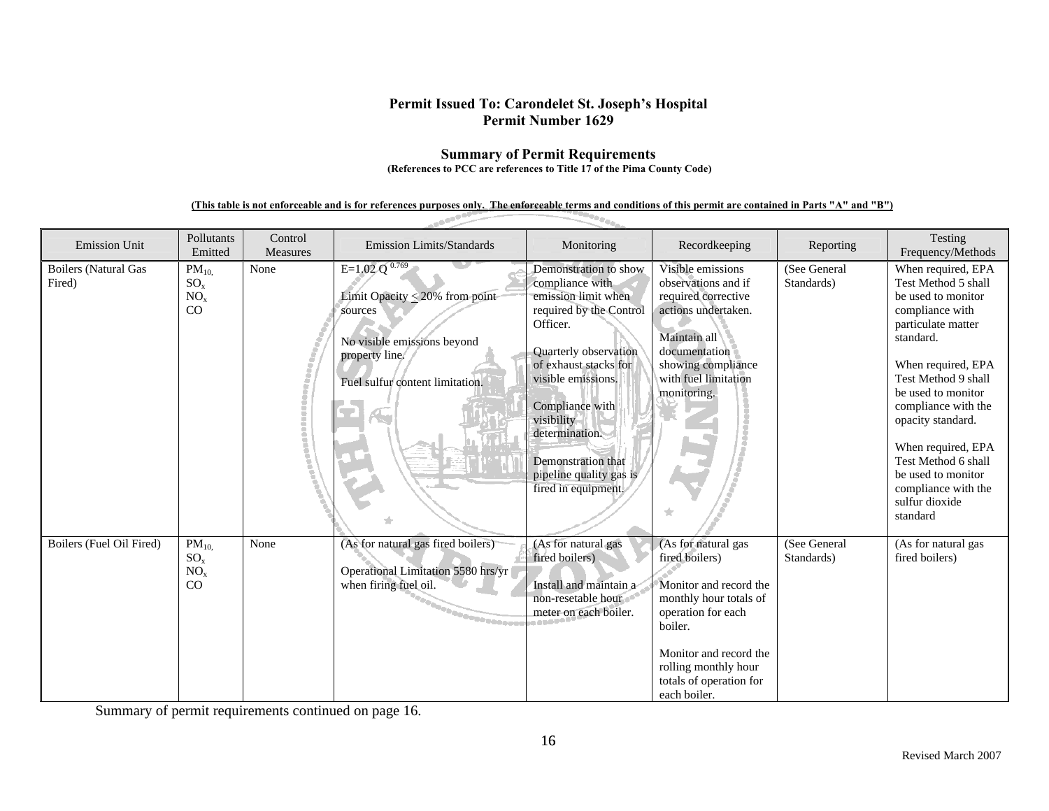**Permit Issued To: Carondelet St. Joseph's Hospital**
**Permit Number 1629**

## Summary of Permit Requirements

**(References to PCC are references to Title 17 of the Pima County Code)**

**(This table is not enforceable and is for references purposes only. The enforceable terms and conditions of this permit are contained in Parts "A" and "B")**

| Emission Unit | Pollutants Emitted | Control Measures | Emission Limits/Standards | Monitoring | Recordkeeping | Reporting | Testing Frequency/Methods |
|---|---|---|---|---|---|---|---|
| Boilers (Natural Gas Fired) | $PM_{10,}$<br>$SO_x$<br>$NO_x$<br>CO | None | $E=1.02\ Q^{0.769}$<br><br>Limit Opacity $\leq$ 20% from point sources<br><br>No visible emissions beyond property line.<br><br>Fuel sulfur content limitation. | Demonstration to show compliance with emission limit when required by the Control Officer.<br><br>Quarterly observation of exhaust stacks for visible emissions.<br><br>Compliance with visibility determination.<br><br>Demonstration that pipeline quality gas is fired in equipment. | Visible emissions observations and if required corrective actions undertaken.<br><br>Maintain all documentation showing compliance with fuel limitation monitoring. | (See General Standards) | When required, EPA Test Method 5 shall be used to monitor compliance with particulate matter standard.<br><br>When required, EPA Test Method 9 shall be used to monitor compliance with the opacity standard.<br><br>When required, EPA Test Method 6 shall be used to monitor compliance with the sulfur dioxide standard |
| Boilers (Fuel Oil Fired) | $PM_{10,}$<br>$SO_x$<br>$NO_x$<br>CO | None | (As for natural gas fired boilers)<br><br>Operational Limitation 5580 hrs/yr when firing fuel oil. | (As for natural gas fired boilers)<br><br>Install and maintain a non-resetable hour meter on each boiler. | (As for natural gas fired boilers)<br><br>Monitor and record the monthly hour totals of operation for each boiler.<br><br>Monitor and record the rolling monthly hour totals of operation for each boiler. | (See General Standards) | (As for natural gas fired boilers) |

Summary of permit requirements continued on page 16.

Revised March 2007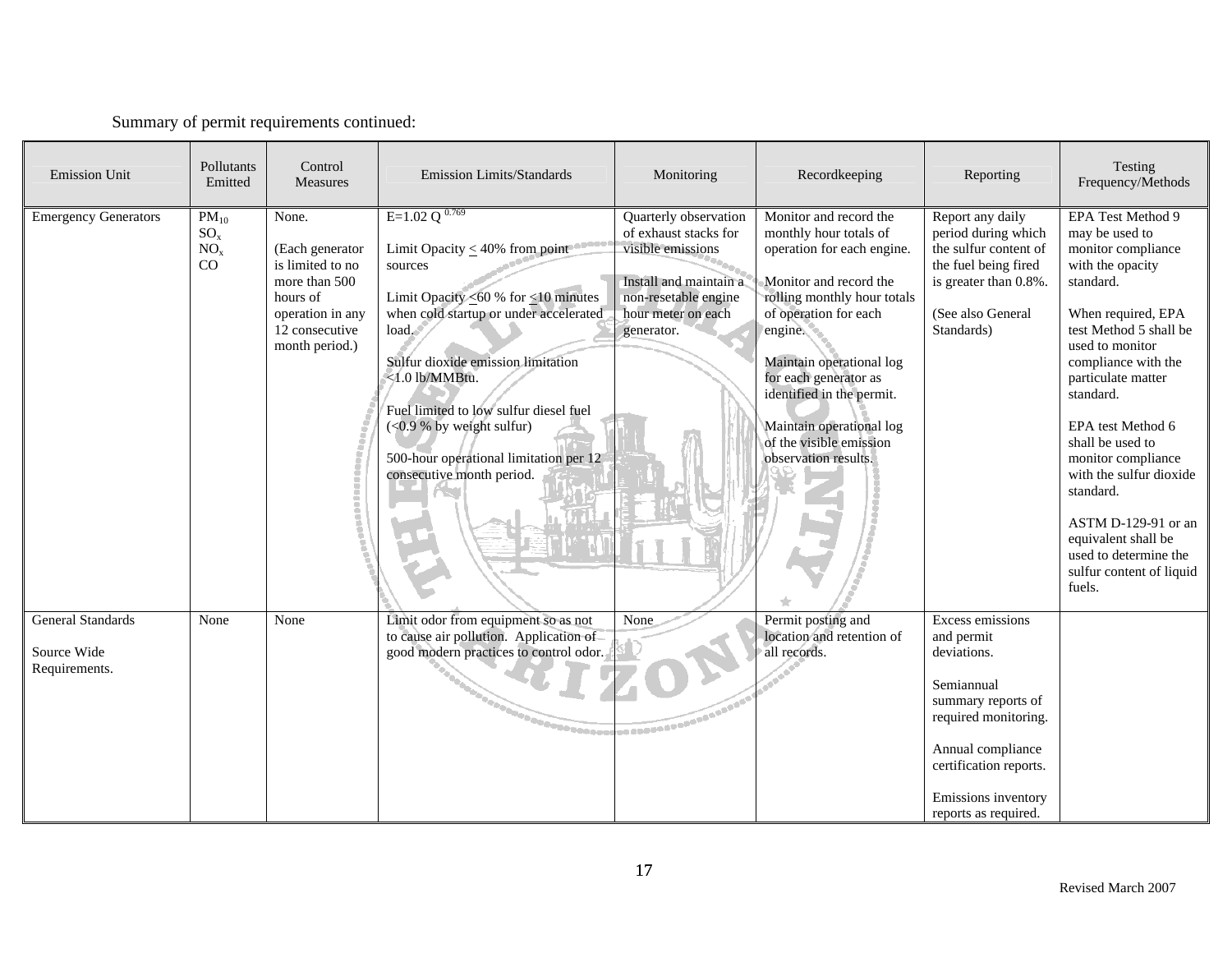Summary of permit requirements continued:

| Emission Unit | Pollutants Emitted | Control Measures | Emission Limits/Standards | Monitoring | Recordkeeping | Reporting | Testing Frequency/Methods |
|---|---|---|---|---|---|---|---|
| Emergency Generators | $PM_{10}$<br>$SO_x$<br>$NO_x$<br>CO | None.<br><br>(Each generator is limited to no more than 500 hours of operation in any 12 consecutive month period.) | $E=1.02\ Q^{0.769}$<br><br>Limit Opacity $\leq$ 40% from point sources<br><br>Limit Opacity $\leq$60 % for $\leq$10 minutes when cold startup or under accelerated load.<br><br>Sulfur dioxide emission limitation <1.0 lb/MMBtu.<br><br>Fuel limited to low sulfur diesel fuel (<0.9 % by weight sulfur)<br><br>500-hour operational limitation per 12 consecutive month period. | Quarterly observation of exhaust stacks for visible emissions<br><br>Install and maintain a non-resetable engine hour meter on each generator. | Monitor and record the monthly hour totals of operation for each engine.<br><br>Monitor and record the rolling monthly hour totals of operation for each engine.<br><br>Maintain operational log for each generator as identified in the permit.<br><br>Maintain operational log of the visible emission observation results. | Report any daily period during which the sulfur content of the fuel being fired is greater than 0.8%.<br><br>(See also General Standards) | EPA Test Method 9 may be used to monitor compliance with the opacity standard.<br><br>When required, EPA test Method 5 shall be used to monitor compliance with the particulate matter standard.<br><br>EPA test Method 6 shall be used to monitor compliance with the sulfur dioxide standard.<br><br>ASTM D-129-91 or an equivalent shall be used to determine the sulfur content of liquid fuels. |
| General Standards<br><br>Source Wide Requirements. | None | None | Limit odor from equipment so as not to cause air pollution. Application of good modern practices to control odor. | None | Permit posting and location and retention of all records. | Excess emissions and permit deviations.<br><br>Semiannual summary reports of required monitoring.<br><br>Annual compliance certification reports.<br><br>Emissions inventory reports as required. | |

Revised March 2007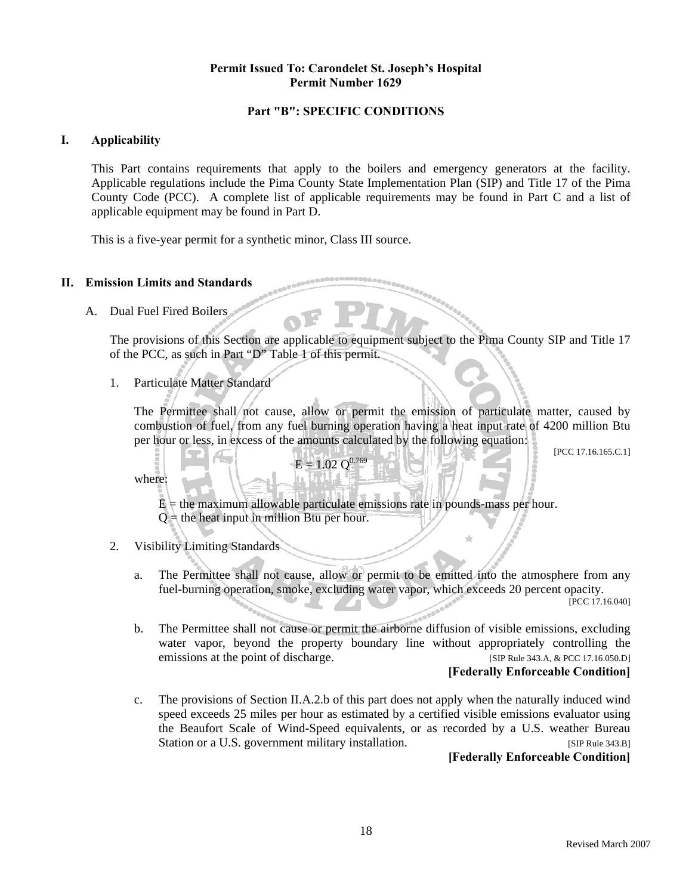**Permit Issued To: Carondelet St. Joseph's Hospital**
**Permit Number 1629**

## Part "B": SPECIFIC CONDITIONS

### I. Applicability

This Part contains requirements that apply to the boilers and emergency generators at the facility. Applicable regulations include the Pima County State Implementation Plan (SIP) and Title 17 of the Pima County Code (PCC). A complete list of applicable requirements may be found in Part C and a list of applicable equipment may be found in Part D.

This is a five-year permit for a synthetic minor, Class III source.

### II. Emission Limits and Standards

A. Dual Fuel Fired Boilers

The provisions of this Section are applicable to equipment subject to the Pima County SIP and Title 17 of the PCC, as such in Part "D" Table 1 of this permit.

1. Particulate Matter Standard

The Permittee shall not cause, allow or permit the emission of particulate matter, caused by combustion of fuel, from any fuel burning operation having a heat input rate of 4200 million Btu per hour or less, in excess of the amounts calculated by the following equation:

[PCC 17.16.165.C.1]

$$E = 1.02\ Q^{0.769}$$

where:

$E$ = the maximum allowable particulate emissions rate in pounds-mass per hour.
$Q$ = the heat input in million Btu per hour.

2. Visibility Limiting Standards

a. The Permittee shall not cause, allow or permit to be emitted into the atmosphere from any fuel-burning operation, smoke, excluding water vapor, which exceeds 20 percent opacity.
[PCC 17.16.040]

b. The Permittee shall not cause or permit the airborne diffusion of visible emissions, excluding water vapor, beyond the property boundary line without appropriately controlling the emissions at the point of discharge. [SIP Rule 343.A, & PCC 17.16.050.D]
**[Federally Enforceable Condition]**

c. The provisions of Section II.A.2.b of this part does not apply when the naturally induced wind speed exceeds 25 miles per hour as estimated by a certified visible emissions evaluator using the Beaufort Scale of Wind-Speed equivalents, or as recorded by a U.S. weather Bureau Station or a U.S. government military installation. [SIP Rule 343.B]
**[Federally Enforceable Condition]**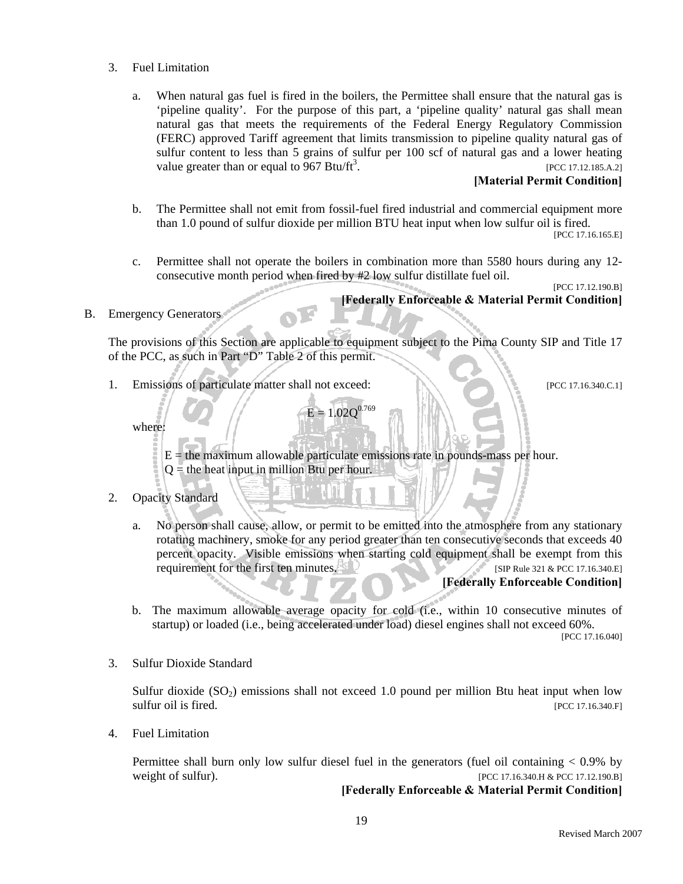3. Fuel Limitation

   a. When natural gas fuel is fired in the boilers, the Permittee shall ensure that the natural gas is 'pipeline quality'. For the purpose of this part, a 'pipeline quality' natural gas shall mean natural gas that meets the requirements of the Federal Energy Regulatory Commission (FERC) approved Tariff agreement that limits transmission to pipeline quality natural gas of sulfur content to less than 5 grains of sulfur per 100 scf of natural gas and a lower heating value greater than or equal to 967 Btu/ft$^3$. [PCC 17.12.185.A.2]

   **[Material Permit Condition]**

   b. The Permittee shall not emit from fossil-fuel fired industrial and commercial equipment more than 1.0 pound of sulfur dioxide per million BTU heat input when low sulfur oil is fired. [PCC 17.16.165.E]

   c. Permittee shall not operate the boilers in combination more than 5580 hours during any 12-consecutive month period when fired by #2 low sulfur distillate fuel oil. [PCC 17.12.190.B]

   **[Federally Enforceable & Material Permit Condition]**

B. Emergency Generators

The provisions of this Section are applicable to equipment subject to the Pima County SIP and Title 17 of the PCC, as such in Part "D" Table 2 of this permit.

1. Emissions of particulate matter shall not exceed: [PCC 17.16.340.C.1]

$$E = 1.02Q^{0.769}$$

   where:

   E = the maximum allowable particulate emissions rate in pounds-mass per hour.
   Q = the heat input in million Btu per hour.

2. Opacity Standard

   a. No person shall cause, allow, or permit to be emitted into the atmosphere from any stationary rotating machinery, smoke for any period greater than ten consecutive seconds that exceeds 40 percent opacity. Visible emissions when starting cold equipment shall be exempt from this requirement for the first ten minutes. [SIP Rule 321 & PCC 17.16.340.E]

   **[Federally Enforceable Condition]**

   b. The maximum allowable average opacity for cold (i.e., within 10 consecutive minutes of startup) or loaded (i.e., being accelerated under load) diesel engines shall not exceed 60%. [PCC 17.16.040]

3. Sulfur Dioxide Standard

   Sulfur dioxide ($SO_2$) emissions shall not exceed 1.0 pound per million Btu heat input when low sulfur oil is fired. [PCC 17.16.340.F]

4. Fuel Limitation

   Permittee shall burn only low sulfur diesel fuel in the generators (fuel oil containing < 0.9% by weight of sulfur). [PCC 17.16.340.H & PCC 17.12.190.B]

   **[Federally Enforceable & Material Permit Condition]**

Revised March 2007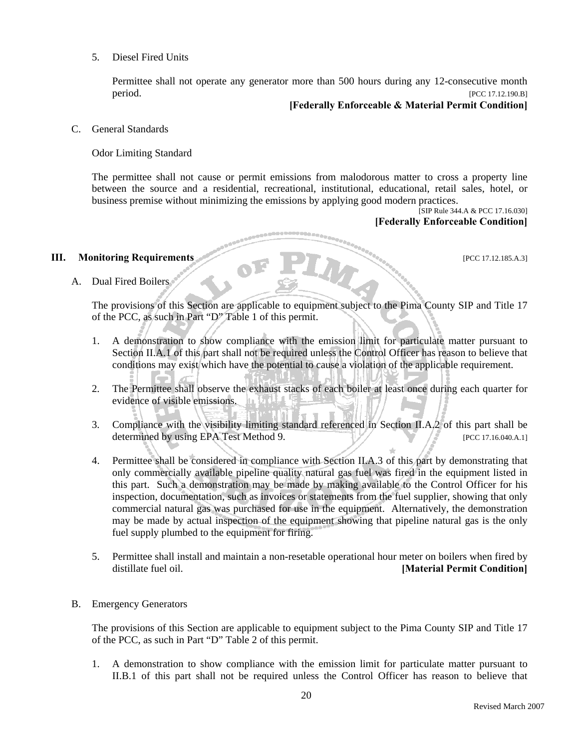5. Diesel Fired Units

   Permittee shall not operate any generator more than 500 hours during any 12-consecutive month period. [PCC 17.12.190.B]

   **[Federally Enforceable & Material Permit Condition]**

C. General Standards

   Odor Limiting Standard

   The permittee shall not cause or permit emissions from malodorous matter to cross a property line between the source and a residential, recreational, institutional, educational, retail sales, hotel, or business premise without minimizing the emissions by applying good modern practices.

   [SIP Rule 344.A & PCC 17.16.030]

   **[Federally Enforceable Condition]**

## III. Monitoring Requirements [PCC 17.12.185.A.3]

A. Dual Fired Boilers

   The provisions of this Section are applicable to equipment subject to the Pima County SIP and Title 17 of the PCC, as such in Part "D" Table 1 of this permit.

   1. A demonstration to show compliance with the emission limit for particulate matter pursuant to Section II.A.1 of this part shall not be required unless the Control Officer has reason to believe that conditions may exist which have the potential to cause a violation of the applicable requirement.

   2. The Permittee shall observe the exhaust stacks of each boiler at least once during each quarter for evidence of visible emissions.

   3. Compliance with the visibility limiting standard referenced in Section II.A.2 of this part shall be determined by using EPA Test Method 9. [PCC 17.16.040.A.1]

   4. Permittee shall be considered in compliance with Section II.A.3 of this part by demonstrating that only commercially available pipeline quality natural gas fuel was fired in the equipment listed in this part. Such a demonstration may be made by making available to the Control Officer for his inspection, documentation, such as invoices or statements from the fuel supplier, showing that only commercial natural gas was purchased for use in the equipment. Alternatively, the demonstration may be made by actual inspection of the equipment showing that pipeline natural gas is the only fuel supply plumbed to the equipment for firing.

   5. Permittee shall install and maintain a non-resetable operational hour meter on boilers when fired by distillate fuel oil. **[Material Permit Condition]**

B. Emergency Generators

   The provisions of this Section are applicable to equipment subject to the Pima County SIP and Title 17 of the PCC, as such in Part "D" Table 2 of this permit.

   1. A demonstration to show compliance with the emission limit for particulate matter pursuant to II.B.1 of this part shall not be required unless the Control Officer has reason to believe that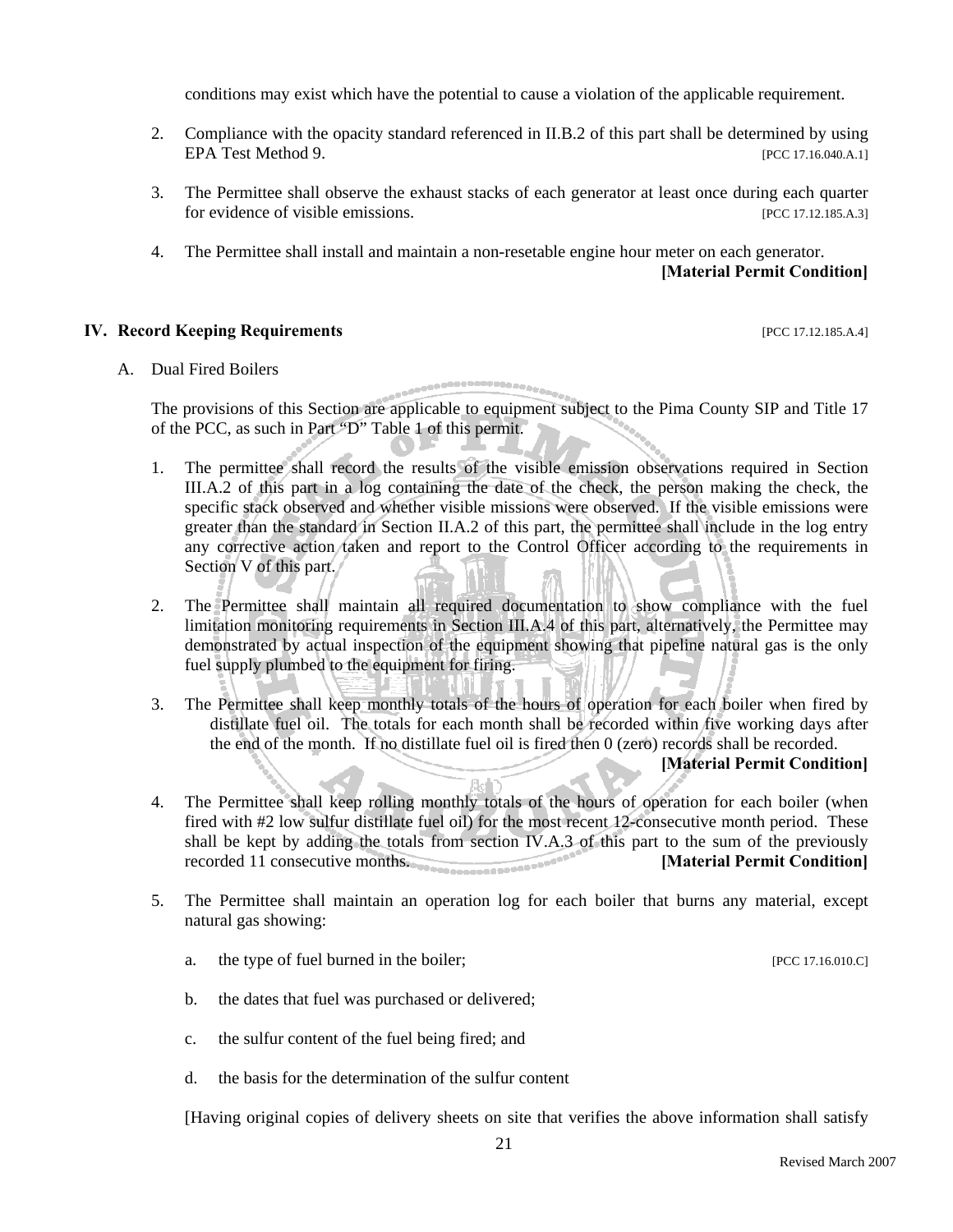conditions may exist which have the potential to cause a violation of the applicable requirement.

2. Compliance with the opacity standard referenced in II.B.2 of this part shall be determined by using EPA Test Method 9. [PCC 17.16.040.A.1]

3. The Permittee shall observe the exhaust stacks of each generator at least once during each quarter for evidence of visible emissions. [PCC 17.12.185.A.3]

4. The Permittee shall install and maintain a non-resetable engine hour meter on each generator. **[Material Permit Condition]**

## IV. Record Keeping Requirements [PCC 17.12.185.A.4]

A. Dual Fired Boilers

The provisions of this Section are applicable to equipment subject to the Pima County SIP and Title 17 of the PCC, as such in Part "D" Table 1 of this permit.

1. The permittee shall record the results of the visible emission observations required in Section III.A.2 of this part in a log containing the date of the check, the person making the check, the specific stack observed and whether visible missions were observed. If the visible emissions were greater than the standard in Section II.A.2 of this part, the permittee shall include in the log entry any corrective action taken and report to the Control Officer according to the requirements in Section V of this part.

2. The Permittee shall maintain all required documentation to show compliance with the fuel limitation monitoring requirements in Section III.A.4 of this part, alternatively, the Permittee may demonstrated by actual inspection of the equipment showing that pipeline natural gas is the only fuel supply plumbed to the equipment for firing.

3. The Permittee shall keep monthly totals of the hours of operation for each boiler when fired by distillate fuel oil. The totals for each month shall be recorded within five working days after the end of the month. If no distillate fuel oil is fired then 0 (zero) records shall be recorded. **[Material Permit Condition]**

4. The Permittee shall keep rolling monthly totals of the hours of operation for each boiler (when fired with #2 low sulfur distillate fuel oil) for the most recent 12-consecutive month period. These shall be kept by adding the totals from section IV.A.3 of this part to the sum of the previously recorded 11 consecutive months. **[Material Permit Condition]**

5. The Permittee shall maintain an operation log for each boiler that burns any material, except natural gas showing:

   a. the type of fuel burned in the boiler; [PCC 17.16.010.C]

   b. the dates that fuel was purchased or delivered;

   c. the sulfur content of the fuel being fired; and

   d. the basis for the determination of the sulfur content

   [Having original copies of delivery sheets on site that verifies the above information shall satisfy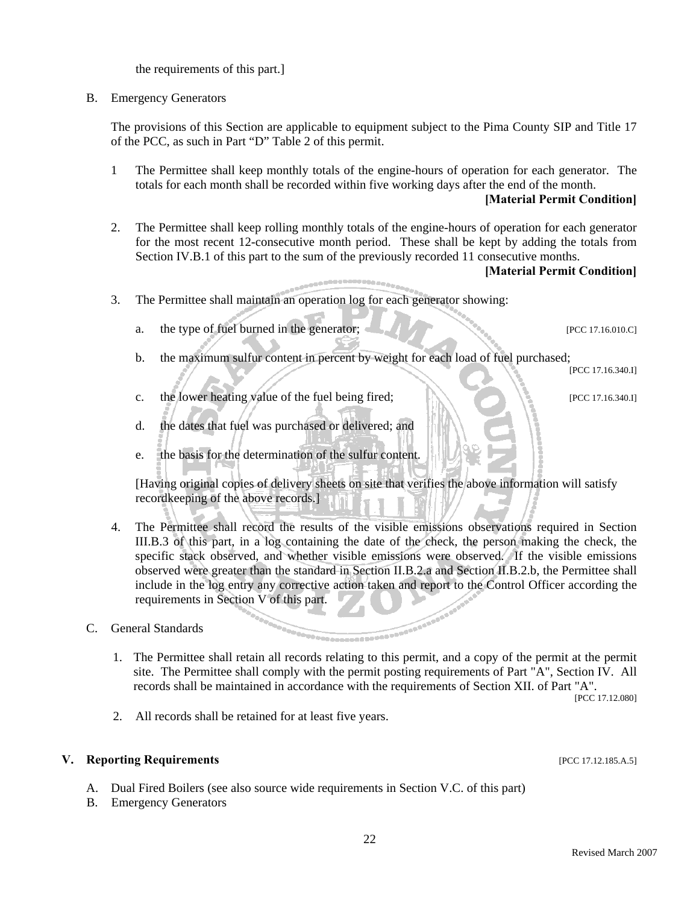the requirements of this part.]

B. Emergency Generators

The provisions of this Section are applicable to equipment subject to the Pima County SIP and Title 17 of the PCC, as such in Part "D" Table 2 of this permit.

1 The Permittee shall keep monthly totals of the engine-hours of operation for each generator. The totals for each month shall be recorded within five working days after the end of the month.
**[Material Permit Condition]**

2. The Permittee shall keep rolling monthly totals of the engine-hours of operation for each generator for the most recent 12-consecutive month period. These shall be kept by adding the totals from Section IV.B.1 of this part to the sum of the previously recorded 11 consecutive months.
**[Material Permit Condition]**

3. The Permittee shall maintain an operation log for each generator showing:

   a. the type of fuel burned in the generator; [PCC 17.16.010.C]

   b. the maximum sulfur content in percent by weight for each load of fuel purchased; [PCC 17.16.340.I]

   c. the lower heating value of the fuel being fired; [PCC 17.16.340.I]

   d. the dates that fuel was purchased or delivered; and

   e. the basis for the determination of the sulfur content.

   [Having original copies of delivery sheets on site that verifies the above information will satisfy recordkeeping of the above records.]

4. The Permittee shall record the results of the visible emissions observations required in Section III.B.3 of this part, in a log containing the date of the check, the person making the check, the specific stack observed, and whether visible emissions were observed. If the visible emissions observed were greater than the standard in Section II.B.2.a and Section II.B.2.b, the Permittee shall include in the log entry any corrective action taken and report to the Control Officer according the requirements in Section V of this part.

C. General Standards

1. The Permittee shall retain all records relating to this permit, and a copy of the permit at the permit site. The Permittee shall comply with the permit posting requirements of Part "A", Section IV. All records shall be maintained in accordance with the requirements of Section XII. of Part "A". [PCC 17.12.080]

2. All records shall be retained for at least five years.

## V. Reporting Requirements [PCC 17.12.185.A.5]

A. Dual Fired Boilers (see also source wide requirements in Section V.C. of this part)

B. Emergency Generators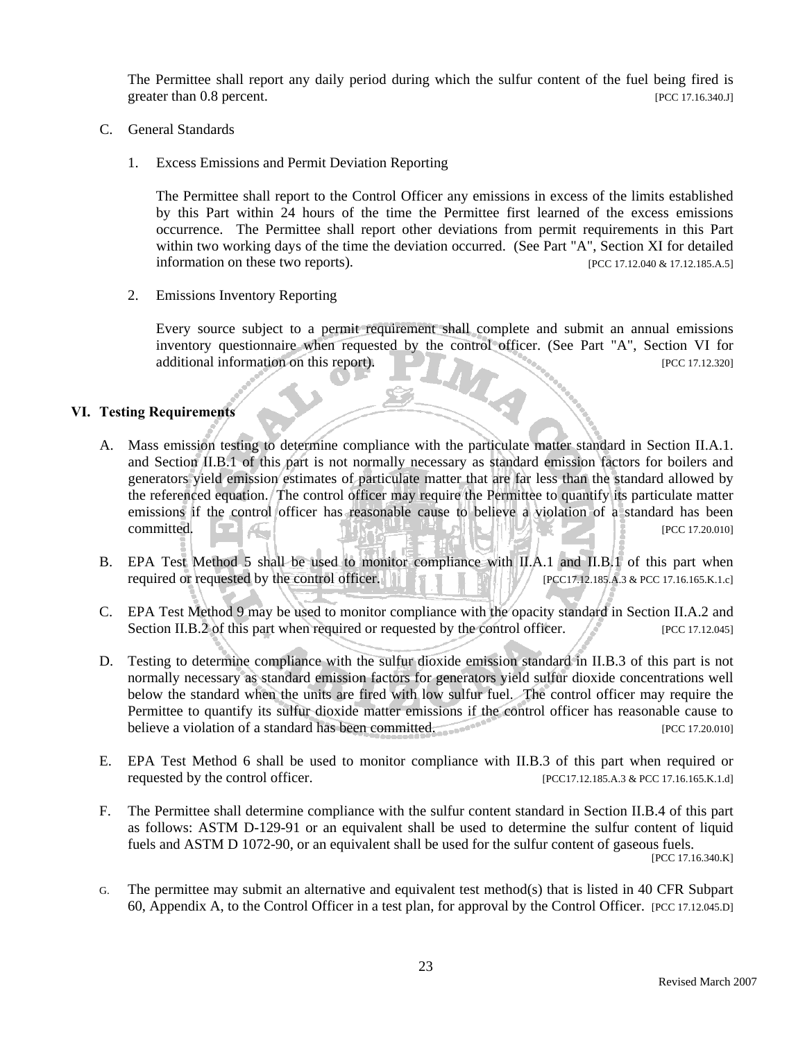The Permittee shall report any daily period during which the sulfur content of the fuel being fired is greater than 0.8 percent. [PCC 17.16.340.J]

C. General Standards

1. Excess Emissions and Permit Deviation Reporting

The Permittee shall report to the Control Officer any emissions in excess of the limits established by this Part within 24 hours of the time the Permittee first learned of the excess emissions occurrence. The Permittee shall report other deviations from permit requirements in this Part within two working days of the time the deviation occurred. (See Part "A", Section XI for detailed information on these two reports). [PCC 17.12.040 & 17.12.185.A.5]

2. Emissions Inventory Reporting

Every source subject to a permit requirement shall complete and submit an annual emissions inventory questionnaire when requested by the control officer. (See Part "A", Section VI for additional information on this report). [PCC 17.12.320]

## VI. Testing Requirements

A. Mass emission testing to determine compliance with the particulate matter standard in Section II.A.1. and Section II.B.1 of this part is not normally necessary as standard emission factors for boilers and generators yield emission estimates of particulate matter that are far less than the standard allowed by the referenced equation. The control officer may require the Permittee to quantify its particulate matter emissions if the control officer has reasonable cause to believe a violation of a standard has been committed. [PCC 17.20.010]

B. EPA Test Method 5 shall be used to monitor compliance with II.A.1 and II.B.1 of this part when required or requested by the control officer. [PCC17.12.185.A.3 & PCC 17.16.165.K.1.c]

C. EPA Test Method 9 may be used to monitor compliance with the opacity standard in Section II.A.2 and Section II.B.2 of this part when required or requested by the control officer. [PCC 17.12.045]

D. Testing to determine compliance with the sulfur dioxide emission standard in II.B.3 of this part is not normally necessary as standard emission factors for generators yield sulfur dioxide concentrations well below the standard when the units are fired with low sulfur fuel. The control officer may require the Permittee to quantify its sulfur dioxide matter emissions if the control officer has reasonable cause to believe a violation of a standard has been committed. [PCC 17.20.010]

E. EPA Test Method 6 shall be used to monitor compliance with II.B.3 of this part when required or requested by the control officer. [PCC17.12.185.A.3 & PCC 17.16.165.K.1.d]

F. The Permittee shall determine compliance with the sulfur content standard in Section II.B.4 of this part as follows: ASTM D-129-91 or an equivalent shall be used to determine the sulfur content of liquid fuels and ASTM D 1072-90, or an equivalent shall be used for the sulfur content of gaseous fuels. [PCC 17.16.340.K]

G. The permittee may submit an alternative and equivalent test method(s) that is listed in 40 CFR Subpart 60, Appendix A, to the Control Officer in a test plan, for approval by the Control Officer. [PCC 17.12.045.D]

Revised March 2007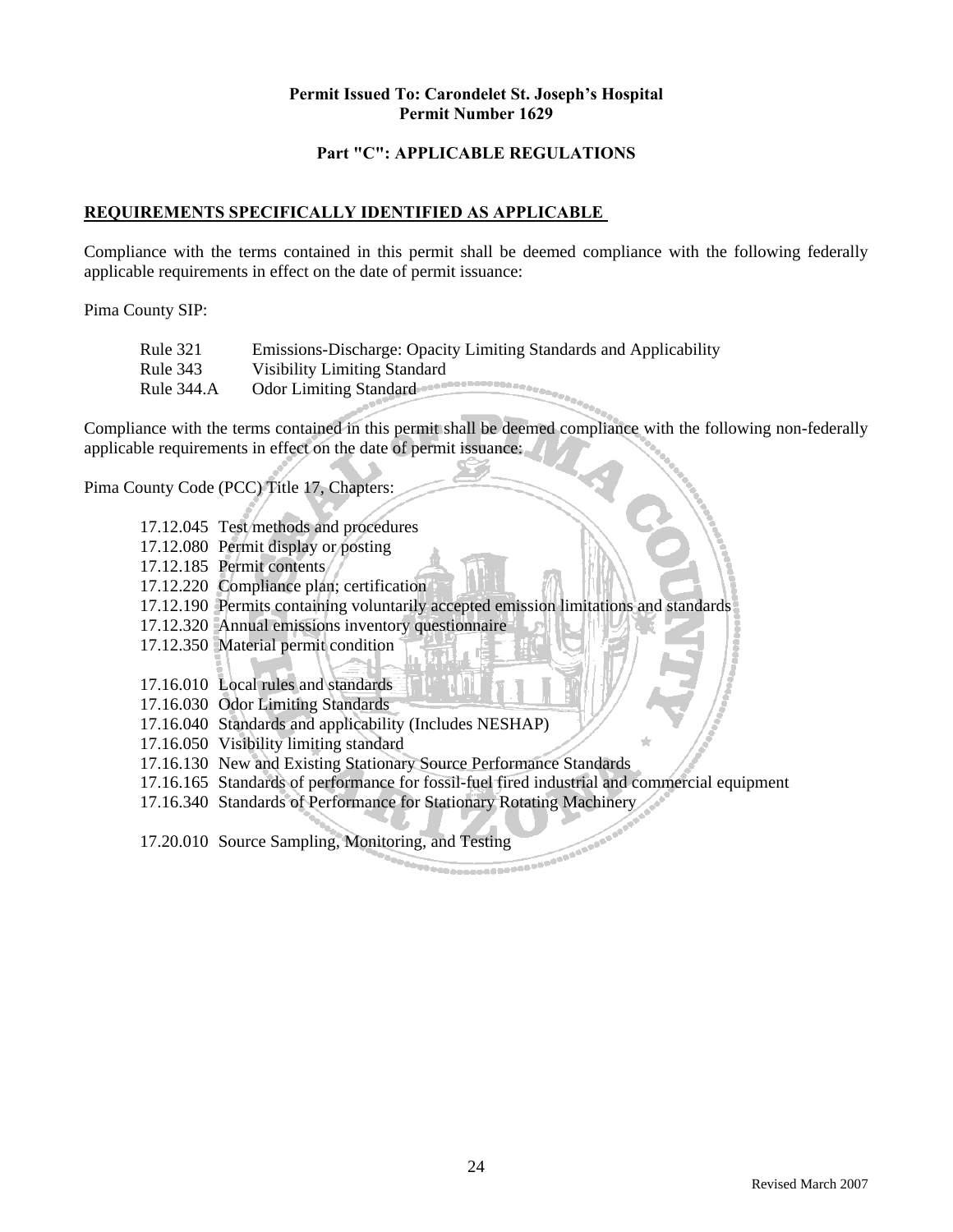**Permit Issued To: Carondelet St. Joseph's Hospital**
**Permit Number 1629**

## Part "C": APPLICABLE REGULATIONS

### REQUIREMENTS SPECIFICALLY IDENTIFIED AS APPLICABLE

Compliance with the terms contained in this permit shall be deemed compliance with the following federally applicable requirements in effect on the date of permit issuance:

Pima County SIP:

| | |
|---|---|
| Rule 321 | Emissions-Discharge: Opacity Limiting Standards and Applicability |
| Rule 343 | Visibility Limiting Standard |
| Rule 344.A | Odor Limiting Standard |

Compliance with the terms contained in this permit shall be deemed compliance with the following non-federally applicable requirements in effect on the date of permit issuance:

Pima County Code (PCC) Title 17, Chapters:

17.12.045 Test methods and procedures
17.12.080 Permit display or posting
17.12.185 Permit contents
17.12.220 Compliance plan; certification
17.12.190 Permits containing voluntarily accepted emission limitations and standards
17.12.320 Annual emissions inventory questionnaire
17.12.350 Material permit condition

17.16.010 Local rules and standards
17.16.030 Odor Limiting Standards
17.16.040 Standards and applicability (Includes NESHAP)
17.16.050 Visibility limiting standard
17.16.130 New and Existing Stationary Source Performance Standards
17.16.165 Standards of performance for fossil-fuel fired industrial and commercial equipment
17.16.340 Standards of Performance for Stationary Rotating Machinery

17.20.010 Source Sampling, Monitoring, and Testing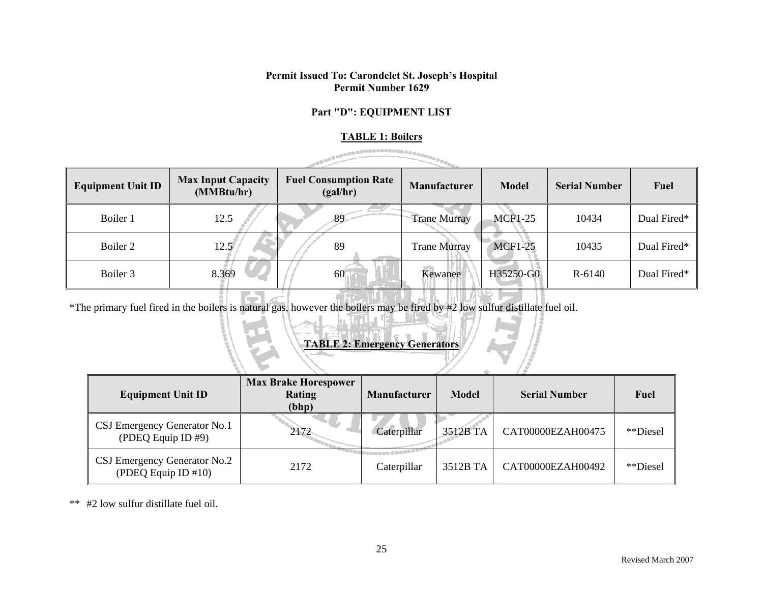**Permit Issued To: Carondelet St. Joseph's Hospital**
**Permit Number 1629**

## Part "D": EQUIPMENT LIST

### TABLE 1: Boilers

| Equipment Unit ID | Max Input Capacity (MMBtu/hr) | Fuel Consumption Rate (gal/hr) | Manufacturer | Model | Serial Number | Fuel |
|---|---|---|---|---|---|---|
| Boiler 1 | 12.5 | 89 | Trane Murray | MCF1-25 | 10434 | Dual Fired* |
| Boiler 2 | 12.5 | 89 | Trane Murray | MCF1-25 | 10435 | Dual Fired* |
| Boiler 3 | 8.369 | 60 | Kewanee | H35250-G0 | R-6140 | Dual Fired* |

*The primary fuel fired in the boilers is natural gas, however the boilers may be fired by #2 low sulfur distillate fuel oil.

### TABLE 2: Emergency Generators

| Equipment Unit ID | Max Brake Horespower Rating (bhp) | Manufacturer | Model | Serial Number | Fuel |
|---|---|---|---|---|---|
| CSJ Emergency Generator No.1 (PDEQ Equip ID #9) | 2172 | Caterpillar | 3512B TA | CAT00000EZAH00475 | **Diesel |
| CSJ Emergency Generator No.2 (PDEQ Equip ID #10) | 2172 | Caterpillar | 3512B TA | CAT00000EZAH00492 | **Diesel |

** #2 low sulfur distillate fuel oil.

Revised March 2007